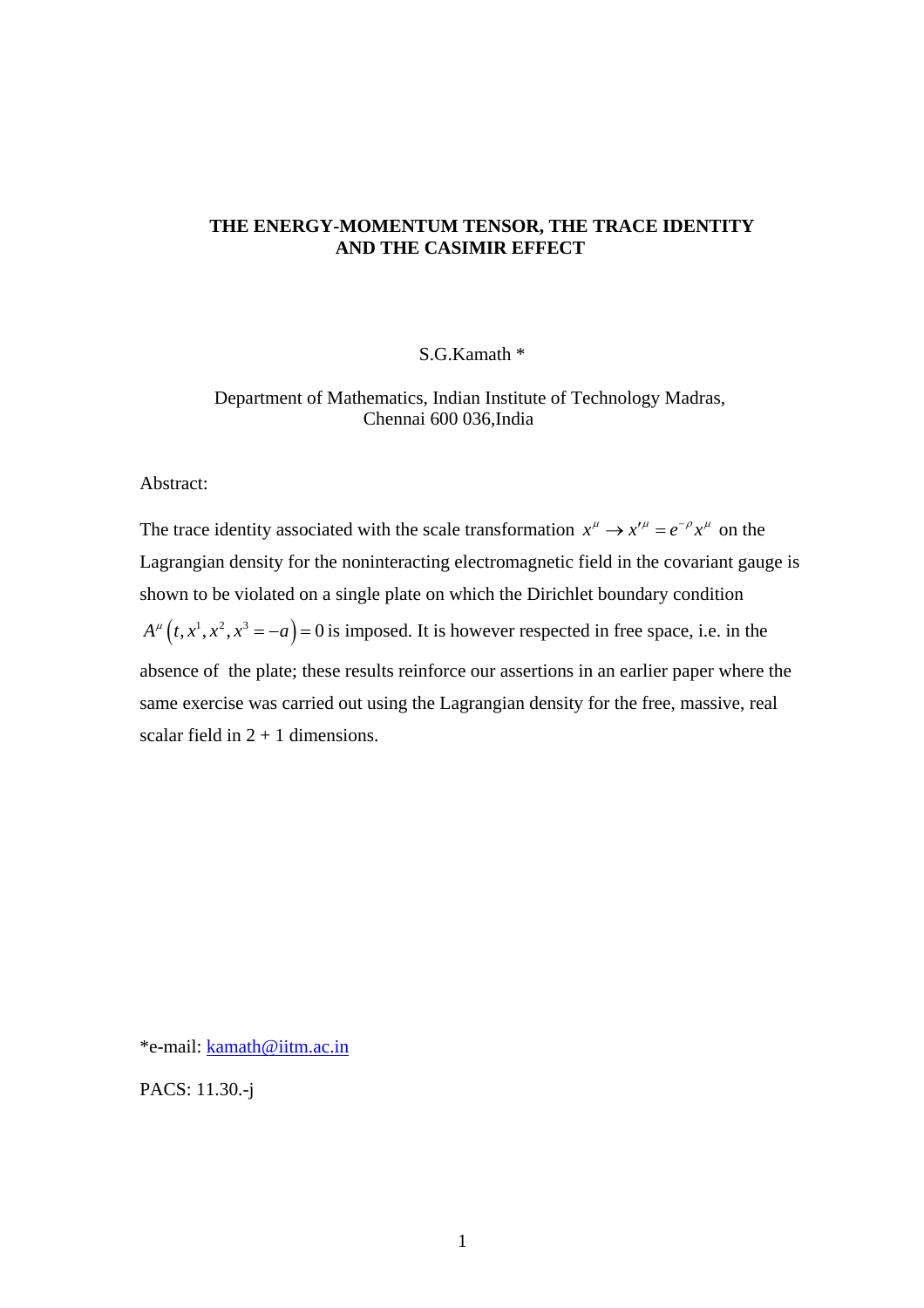# THE ENERGY-MOMENTUM TENSOR, THE TRACE IDENTITY AND THE CASIMIR EFFECT

S.G.Kamath *

Department of Mathematics, Indian Institute of Technology Madras, Chennai 600 036,India

Abstract:

The trace identity associated with the scale transformation $x^{\mu} \rightarrow x'^{\mu} = e^{-\rho} x^{\mu}$ on the Lagrangian density for the noninteracting electromagnetic field in the covariant gauge is shown to be violated on a single plate on which the Dirichlet boundary condition $A^{\mu}\left(t, x^1, x^2, x^3 = -a\right) = 0$ is imposed. It is however respected in free space, i.e. in the absence of the plate; these results reinforce our assertions in an earlier paper where the same exercise was carried out using the Lagrangian density for the free, massive, real scalar field in 2 + 1 dimensions.

*e-mail: kamath@iitm.ac.in

PACS: 11.30.-j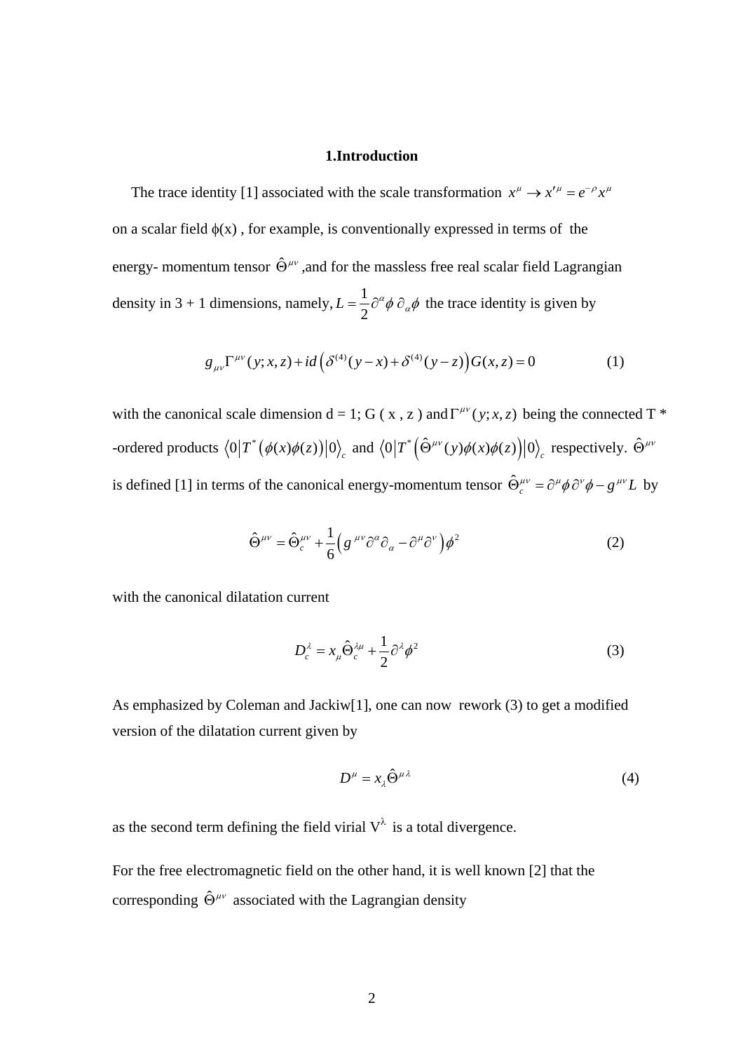## 1.Introduction

The trace identity [1] associated with the scale transformation $x^{\mu} \rightarrow x'^{\mu} = e^{-\rho} x^{\mu}$ on a scalar field $\phi(x)$ , for example, is conventionally expressed in terms of the energy- momentum tensor $\hat{\Theta}^{\mu\nu}$ ,and for the massless free real scalar field Lagrangian density in 3 + 1 dimensions, namely, $L = \frac{1}{2}\partial^{\alpha}\phi\,\partial_{\alpha}\phi$ the trace identity is given by

$$g_{\mu\nu}\Gamma^{\mu\nu}(y;x,z) + id\left(\delta^{(4)}(y-x) + \delta^{(4)}(y-z)\right)G(x,z) = 0 \tag{1}$$

with the canonical scale dimension d = 1; G ( x , z ) and $\Gamma^{\mu\nu}(y;x,z)$ being the connected T \* -ordered products $\langle 0 | T^{*}\left(\phi(x)\phi(z)\right) | 0 \rangle_{c}$ and $\langle 0 | T^{*}\left(\hat{\Theta}^{\mu\nu}(y)\phi(x)\phi(z)\right) | 0 \rangle_{c}$ respectively. $\hat{\Theta}^{\mu\nu}$ is defined [1] in terms of the canonical energy-momentum tensor $\hat{\Theta}_{c}^{\mu\nu} = \partial^{\mu}\phi\,\partial^{\nu}\phi - g^{\mu\nu}L$ by

$$\hat{\Theta}^{\mu\nu} = \hat{\Theta}_{c}^{\mu\nu} + \frac{1}{6}\left(g^{\mu\nu}\partial^{\alpha}\partial_{\alpha} - \partial^{\mu}\partial^{\nu}\right)\phi^{2} \tag{2}$$

with the canonical dilatation current

$$D_{c}^{\lambda} = x_{\mu}\hat{\Theta}_{c}^{\lambda\mu} + \frac{1}{2}\partial^{\lambda}\phi^{2} \tag{3}$$

As emphasized by Coleman and Jackiw[1], one can now rework (3) to get a modified version of the dilatation current given by

$$D^{\mu} = x_{\lambda}\hat{\Theta}^{\mu\lambda} \tag{4}$$

as the second term defining the field virial $V^{\lambda}$ is a total divergence.

For the free electromagnetic field on the other hand, it is well known [2] that the corresponding $\hat{\Theta}^{\mu\nu}$ associated with the Lagrangian density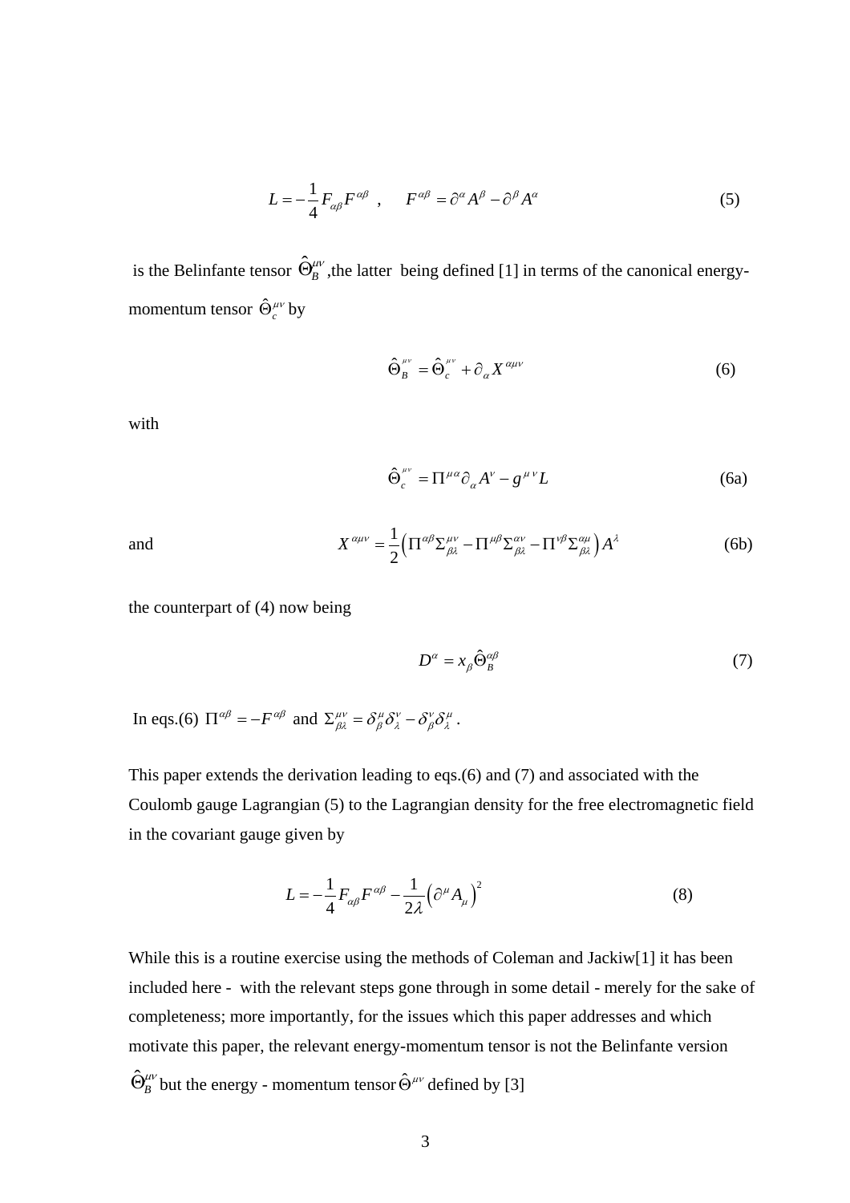$$L = -\frac{1}{4} F_{\alpha\beta} F^{\alpha\beta} \quad , \qquad F^{\alpha\beta} = \partial^\alpha A^\beta - \partial^\beta A^\alpha \tag{5}$$

is the Belinfante tensor $\hat{\Theta}_B^{\mu\nu}$ ,the latter being defined [1] in terms of the canonical energy-momentum tensor $\hat{\Theta}_c^{\mu\nu}$ by

$$\hat{\Theta}_B^{\mu\nu} = \hat{\Theta}_c^{\mu\nu} + \partial_\alpha X^{\alpha\mu\nu} \tag{6}$$

with

$$\hat{\Theta}_c^{\mu\nu} = \Pi^{\mu\alpha} \partial_\alpha A^\nu - g^{\mu\nu} L \tag{6a}$$

and

$$X^{\alpha\mu\nu} = \frac{1}{2}\left( \Pi^{\alpha\beta} \Sigma^{\mu\nu}_{\beta\lambda} - \Pi^{\mu\beta} \Sigma^{\alpha\nu}_{\beta\lambda} - \Pi^{\nu\beta} \Sigma^{\alpha\mu}_{\beta\lambda} \right) A^\lambda \tag{6b}$$

the counterpart of (4) now being

$$D^\alpha = x_\beta \hat{\Theta}_B^{\alpha\beta} \tag{7}$$

In eqs.(6) $\Pi^{\alpha\beta} = -F^{\alpha\beta}$ and $\Sigma^{\mu\nu}_{\beta\lambda} = \delta^\mu_\beta \delta^\nu_\lambda - \delta^\nu_\beta \delta^\mu_\lambda$ .

This paper extends the derivation leading to eqs.(6) and (7) and associated with the Coulomb gauge Lagrangian (5) to the Lagrangian density for the free electromagnetic field in the covariant gauge given by

$$L = -\frac{1}{4} F_{\alpha\beta} F^{\alpha\beta} - \frac{1}{2\lambda} \left( \partial^\mu A_\mu \right)^2 \tag{8}$$

While this is a routine exercise using the methods of Coleman and Jackiw[1] it has been included here - with the relevant steps gone through in some detail - merely for the sake of completeness; more importantly, for the issues which this paper addresses and which motivate this paper, the relevant energy-momentum tensor is not the Belinfante version $\hat{\Theta}_B^{\mu\nu}$ but the energy - momentum tensor $\hat{\Theta}^{\mu\nu}$ defined by [3]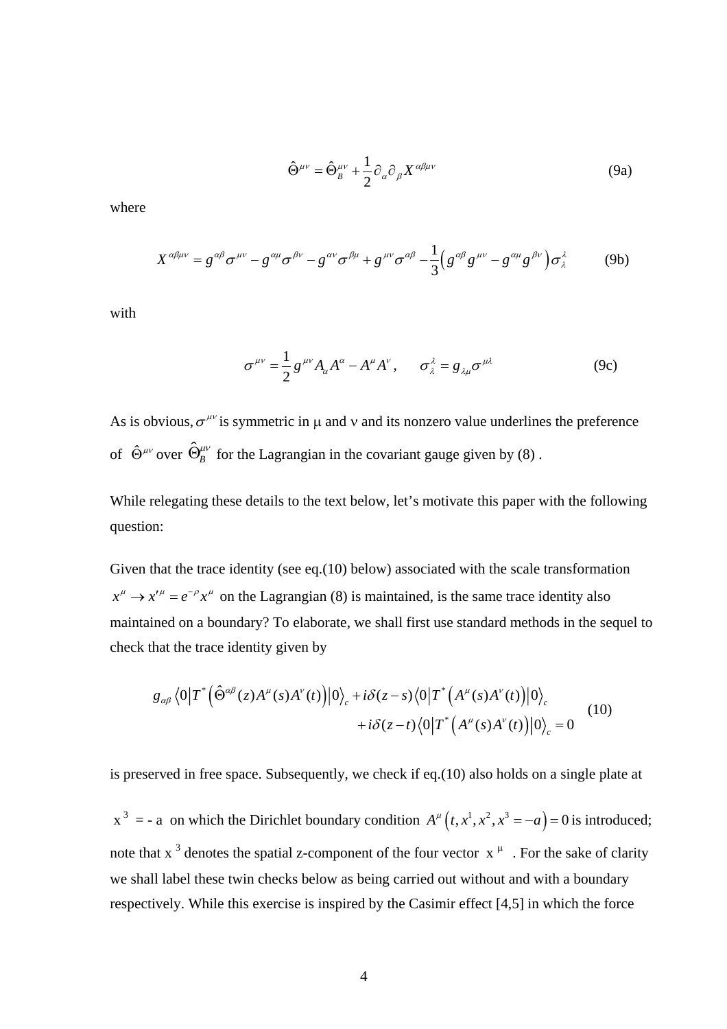$$\hat{\Theta}^{\mu\nu} = \hat{\Theta}_B^{\mu\nu} + \frac{1}{2}\partial_\alpha \partial_\beta X^{\alpha\beta\mu\nu} \tag{9a}$$

where

$$X^{\alpha\beta\mu\nu} = g^{\alpha\beta}\sigma^{\mu\nu} - g^{\alpha\mu}\sigma^{\beta\nu} - g^{\alpha\nu}\sigma^{\beta\mu} + g^{\mu\nu}\sigma^{\alpha\beta} - \frac{1}{3}\left(g^{\alpha\beta}g^{\mu\nu} - g^{\alpha\mu}g^{\beta\nu}\right)\sigma_\lambda^\lambda \tag{9b}$$

with

$$\sigma^{\mu\nu} = \frac{1}{2}g^{\mu\nu}A_\alpha A^\alpha - A^\mu A^\nu, \qquad \sigma_\lambda^\lambda = g_{\lambda\mu}\sigma^{\mu\lambda} \tag{9c}$$

As is obvious, $\sigma^{\mu\nu}$ is symmetric in $\mu$ and $\nu$ and its nonzero value underlines the preference of $\hat{\Theta}^{\mu\nu}$ over $\hat{\Theta}_B^{\mu\nu}$ for the Lagrangian in the covariant gauge given by (8) .

While relegating these details to the text below, let's motivate this paper with the following question:

Given that the trace identity (see eq.(10) below) associated with the scale transformation $x^\mu \to x'^\mu = e^{-\rho}x^\mu$ on the Lagrangian (8) is maintained, is the same trace identity also maintained on a boundary? To elaborate, we shall first use standard methods in the sequel to check that the trace identity given by

$$\begin{aligned} g_{\alpha\beta}\left\langle 0\left|T^*\left(\hat{\Theta}^{\alpha\beta}(z)A^\mu(s)A^\nu(t)\right)\right|0\right\rangle_c + i\delta(z-s)\left\langle 0\left|T^*\left(A^\mu(s)A^\nu(t)\right)\right|0\right\rangle_c \\ + i\delta(z-t)\left\langle 0\left|T^*\left(A^\mu(s)A^\nu(t)\right)\right|0\right\rangle_c = 0 \end{aligned} \tag{10}$$

is preserved in free space. Subsequently, we check if eq.(10) also holds on a single plate at $x^3 = -a$ on which the Dirichlet boundary condition $A^\mu\left(t, x^1, x^2, x^3 = -a\right) = 0$ is introduced; note that $x^3$ denotes the spatial z-component of the four vector $x^\mu$. For the sake of clarity we shall label these twin checks below as being carried out without and with a boundary respectively. While this exercise is inspired by the Casimir effect [4,5] in which the force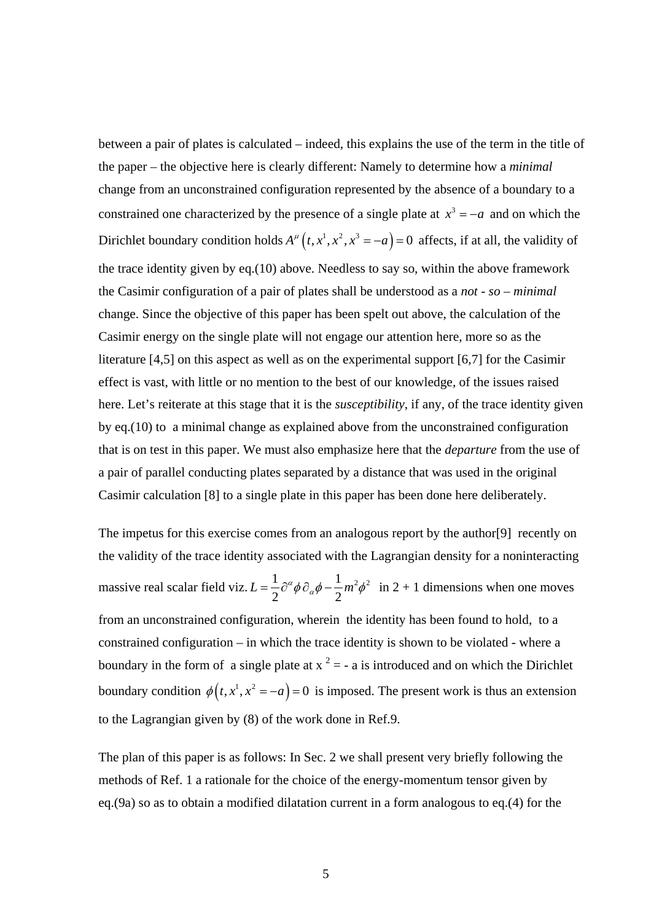between a pair of plates is calculated – indeed, this explains the use of the term in the title of the paper – the objective here is clearly different: Namely to determine how a *minimal* change from an unconstrained configuration represented by the absence of a boundary to a constrained one characterized by the presence of a single plate at $x^3 = -a$ and on which the Dirichlet boundary condition holds $A^{\mu}\left(t, x^1, x^2, x^3 = -a\right) = 0$ affects, if at all, the validity of the trace identity given by eq.(10) above. Needless to say so, within the above framework the Casimir configuration of a pair of plates shall be understood as a *not - so – minimal* change. Since the objective of this paper has been spelt out above, the calculation of the Casimir energy on the single plate will not engage our attention here, more so as the literature [4,5] on this aspect as well as on the experimental support [6,7] for the Casimir effect is vast, with little or no mention to the best of our knowledge, of the issues raised here. Let's reiterate at this stage that it is the *susceptibility*, if any, of the trace identity given by eq.(10) to a minimal change as explained above from the unconstrained configuration that is on test in this paper. We must also emphasize here that the *departure* from the use of a pair of parallel conducting plates separated by a distance that was used in the original Casimir calculation [8] to a single plate in this paper has been done here deliberately.

The impetus for this exercise comes from an analogous report by the author[9] recently on the validity of the trace identity associated with the Lagrangian density for a noninteracting massive real scalar field viz. $L = \frac{1}{2}\partial^{\alpha}\phi\,\partial_{\alpha}\phi - \frac{1}{2}m^2\phi^2$ in 2 + 1 dimensions when one moves from an unconstrained configuration, wherein the identity has been found to hold, to a constrained configuration – in which the trace identity is shown to be violated - where a boundary in the form of a single plate at $x^2 = -a$ is introduced and on which the Dirichlet boundary condition $\phi\left(t, x^1, x^2 = -a\right) = 0$ is imposed. The present work is thus an extension to the Lagrangian given by (8) of the work done in Ref.9.

The plan of this paper is as follows: In Sec. 2 we shall present very briefly following the methods of Ref. 1 a rationale for the choice of the energy-momentum tensor given by eq.(9a) so as to obtain a modified dilatation current in a form analogous to eq.(4) for the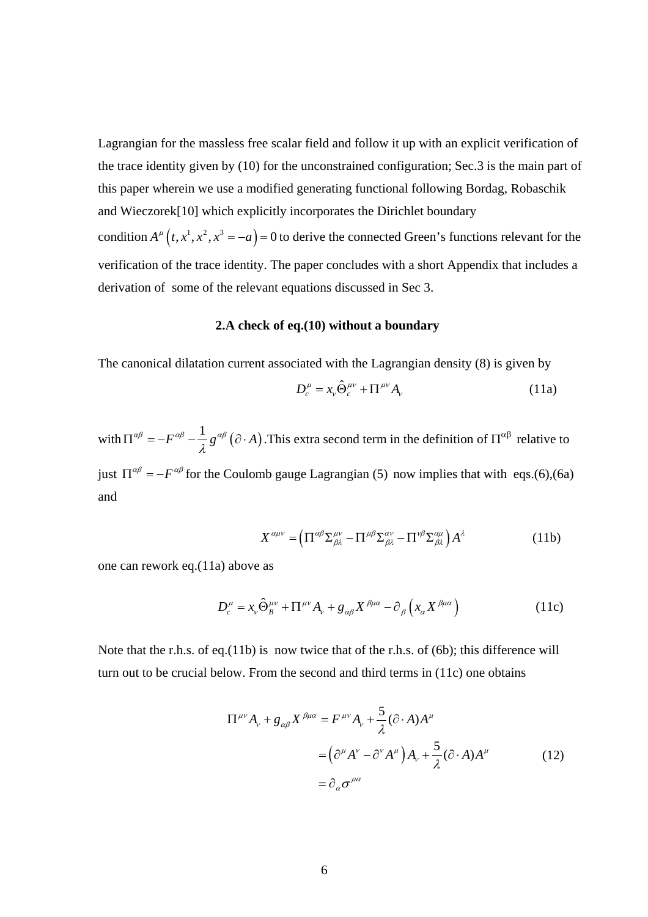Lagrangian for the massless free scalar field and follow it up with an explicit verification of the trace identity given by (10) for the unconstrained configuration; Sec.3 is the main part of this paper wherein we use a modified generating functional following Bordag, Robaschik and Wieczorek[10] which explicitly incorporates the Dirichlet boundary condition $A^{\mu}\left(t, x^{1}, x^{2}, x^{3}=-a\right)=0$ to derive the connected Green's functions relevant for the verification of the trace identity. The paper concludes with a short Appendix that includes a derivation of some of the relevant equations discussed in Sec 3.

## 2.A check of eq.(10) without a boundary

The canonical dilatation current associated with the Lagrangian density (8) is given by

$$D_{c}^{\mu}=x_{\nu}\hat{\Theta}_{c}^{\mu\nu}+\Pi^{\mu\nu}A_{\nu} \tag{11a}$$

with $\Pi^{\alpha\beta}=-F^{\alpha\beta}-\frac{1}{\lambda}g^{\alpha\beta}\left(\partial\cdot A\right)$.This extra second term in the definition of $\Pi^{\alpha\beta}$ relative to just $\Pi^{\alpha\beta}=-F^{\alpha\beta}$ for the Coulomb gauge Lagrangian (5) now implies that with eqs.(6),(6a) and

$$X^{\alpha\mu\nu}=\left(\Pi^{\alpha\beta}\Sigma_{\beta\lambda}^{\mu\nu}-\Pi^{\mu\beta}\Sigma_{\beta\lambda}^{\alpha\nu}-\Pi^{\nu\beta}\Sigma_{\beta\lambda}^{\alpha\mu}\right)A^{\lambda} \tag{11b}$$

one can rework eq.(11a) above as

$$D_{c}^{\mu}=x_{\nu}\hat{\Theta}_{B}^{\mu\nu}+\Pi^{\mu\nu}A_{\nu}+g_{\alpha\beta}X^{\beta\mu\alpha}-\partial_{\beta}\left(x_{\alpha}X^{\beta\mu\alpha}\right) \tag{11c}$$

Note that the r.h.s. of eq.(11b) is now twice that of the r.h.s. of (6b); this difference will turn out to be crucial below. From the second and third terms in (11c) one obtains

$$\begin{aligned}\Pi^{\mu\nu}A_{\nu}+g_{\alpha\beta}X^{\beta\mu\alpha}&=F^{\mu\nu}A_{\nu}+\frac{5}{\lambda}(\partial\cdot A)A^{\mu}\\&=\left(\partial^{\mu}A^{\nu}-\partial^{\nu}A^{\mu}\right)A_{\nu}+\frac{5}{\lambda}(\partial\cdot A)A^{\mu}\\&=\partial_{\alpha}\sigma^{\mu\alpha}\end{aligned} \tag{12}$$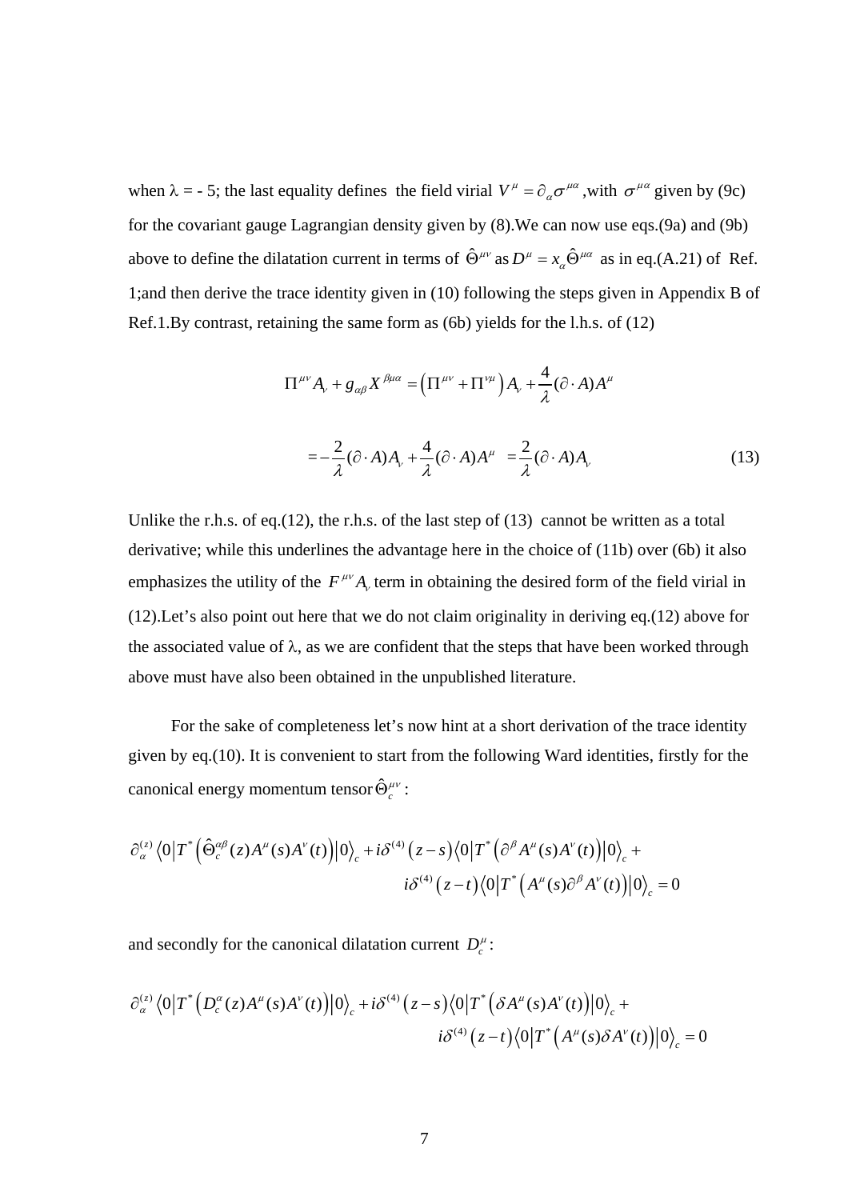when λ = - 5; the last equality defines the field virial $V^{\mu} = \partial_{\alpha}\sigma^{\mu\alpha}$ ,with $\sigma^{\mu\alpha}$ given by (9c) for the covariant gauge Lagrangian density given by (8).We can now use eqs.(9a) and (9b) above to define the dilatation current in terms of $\hat{\Theta}^{\mu\nu}$ as $D^{\mu} = x_{\alpha}\hat{\Theta}^{\mu\alpha}$ as in eq.(A.21) of Ref. 1;and then derive the trace identity given in (10) following the steps given in Appendix B of Ref.1.By contrast, retaining the same form as (6b) yields for the l.h.s. of (12)

$$
\Pi^{\mu\nu}A_{\nu} + g_{\alpha\beta}X^{\beta\mu\alpha} = \left(\Pi^{\mu\nu} + \Pi^{\nu\mu}\right)A_{\nu} + \frac{4}{\lambda}(\partial\cdot A)A^{\mu}
$$

$$
= -\frac{2}{\lambda}(\partial\cdot A)A_{\nu} + \frac{4}{\lambda}(\partial\cdot A)A^{\mu} \; = \frac{2}{\lambda}(\partial\cdot A)A_{\nu} \tag{13}
$$

Unlike the r.h.s. of eq.(12), the r.h.s. of the last step of (13) cannot be written as a total derivative; while this underlines the advantage here in the choice of (11b) over (6b) it also emphasizes the utility of the $F^{\mu\nu}A_{\nu}$ term in obtaining the desired form of the field virial in (12).Let's also point out here that we do not claim originality in deriving eq.(12) above for the associated value of λ, as we are confident that the steps that have been worked through above must have also been obtained in the unpublished literature.

For the sake of completeness let's now hint at a short derivation of the trace identity given by eq.(10). It is convenient to start from the following Ward identities, firstly for the canonical energy momentum tensor $\hat{\Theta}_{c}^{\mu\nu}$ :

$$
\partial_{\alpha}^{(z)}\left\langle 0\left|T^{*}\left(\hat{\Theta}_{c}^{\alpha\beta}(z)A^{\mu}(s)A^{\nu}(t)\right)\right|0\right\rangle_{c} + i\delta^{(4)}\left(z-s\right)\left\langle 0\left|T^{*}\left(\partial^{\beta}A^{\mu}(s)A^{\nu}(t)\right)\right|0\right\rangle_{c} + i\delta^{(4)}\left(z-t\right)\left\langle 0\left|T^{*}\left(A^{\mu}(s)\partial^{\beta}A^{\nu}(t)\right)\right|0\right\rangle_{c} = 0
$$

and secondly for the canonical dilatation current $D_{c}^{\mu}$ :

$$
\partial_{\alpha}^{(z)}\left\langle 0\left|T^{*}\left(D_{c}^{\alpha}(z)A^{\mu}(s)A^{\nu}(t)\right)\right|0\right\rangle_{c} + i\delta^{(4)}\left(z-s\right)\left\langle 0\left|T^{*}\left(\delta A^{\mu}(s)A^{\nu}(t)\right)\right|0\right\rangle_{c} + i\delta^{(4)}\left(z-t\right)\left\langle 0\left|T^{*}\left(A^{\mu}(s)\delta A^{\nu}(t)\right)\right|0\right\rangle_{c} = 0
$$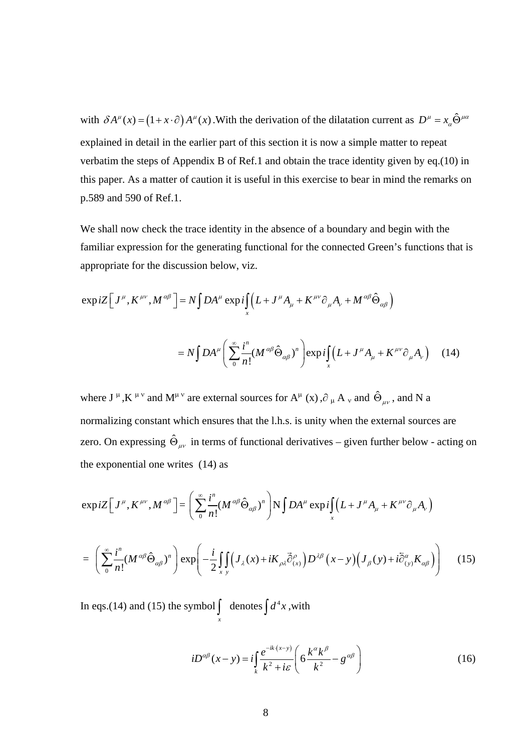with $\delta A^{\mu}(x) = \left(1 + x \cdot \partial\right) A^{\mu}(x)$.With the derivation of the dilatation current as $D^{\mu} = x_{\alpha} \hat{\Theta}^{\mu\alpha}$ explained in detail in the earlier part of this section it is now a simple matter to repeat verbatim the steps of Appendix B of Ref.1 and obtain the trace identity given by eq.(10) in this paper. As a matter of caution it is useful in this exercise to bear in mind the remarks on p.589 and 590 of Ref.1.

We shall now check the trace identity in the absence of a boundary and begin with the familiar expression for the generating functional for the connected Green's functions that is appropriate for the discussion below, viz.

$$
\begin{aligned}
\exp iZ\left[J^{\mu}, K^{\mu\nu}, M^{\alpha\beta}\right] &= N \int DA^{\mu} \exp i \int_{x} \left(L + J^{\mu} A_{\mu} + K^{\mu\nu} \partial_{\mu} A_{\nu} + M^{\alpha\beta} \hat{\Theta}_{\alpha\beta}\right) \\
&= N \int DA^{\mu} \left( \sum_{0}^{\infty} \frac{i^{n}}{n!} (M^{\alpha\beta} \hat{\Theta}_{\alpha\beta})^{n} \right) \exp i \int_{x} \left(L + J^{\mu} A_{\mu} + K^{\mu\nu} \partial_{\mu} A_{\nu}\right) \qquad (14)
\end{aligned}
$$

where $J^{\mu}$, $K^{\mu\nu}$ and $M^{\mu\nu}$ are external sources for $A^{\mu}(x)$, $\partial_{\mu} A_{\nu}$ and $\hat{\Theta}_{\mu\nu}$, and N a normalizing constant which ensures that the l.h.s. is unity when the external sources are zero. On expressing $\hat{\Theta}_{\mu\nu}$ in terms of functional derivatives – given further below - acting on the exponential one writes (14) as

$$
\begin{aligned}
\exp iZ\left[J^{\mu}, K^{\mu\nu}, M^{\alpha\beta}\right] &= \left( \sum_{0}^{\infty} \frac{i^{n}}{n!} (M^{\alpha\beta} \hat{\Theta}_{\alpha\beta})^{n} \right) \mathrm{N} \int DA^{\mu} \exp i \int_{x} \left(L + J^{\mu} A_{\mu} + K^{\mu\nu} \partial_{\mu} A_{\nu}\right) \\
&= \left( \sum_{0}^{\infty} \frac{i^{n}}{n!} (M^{\alpha\beta} \hat{\Theta}_{\alpha\beta})^{n} \right) \exp\left( -\frac{i}{2} \int_{x}\int_{y} \left( J_{\lambda}(x) + iK_{\rho\lambda} \vec{\partial}^{\rho}_{(x)} \right) D^{\lambda\beta}\left(x - y\right) \left( J_{\beta}(y) + i\overleftarrow{\partial}^{\alpha}_{(y)} K_{\alpha\beta} \right) \right) \qquad (15)
\end{aligned}
$$

In eqs.(14) and (15) the symbol $\int_{x}$ denotes $\int d^{4}x$, with

$$
iD^{\alpha\beta}(x - y) = i \int_{k} \frac{e^{-ik\cdot(x-y)}}{k^{2} + i\varepsilon} \left( 6 \frac{k^{\alpha} k^{\beta}}{k^{2}} - g^{\alpha\beta} \right) \qquad (16)
$$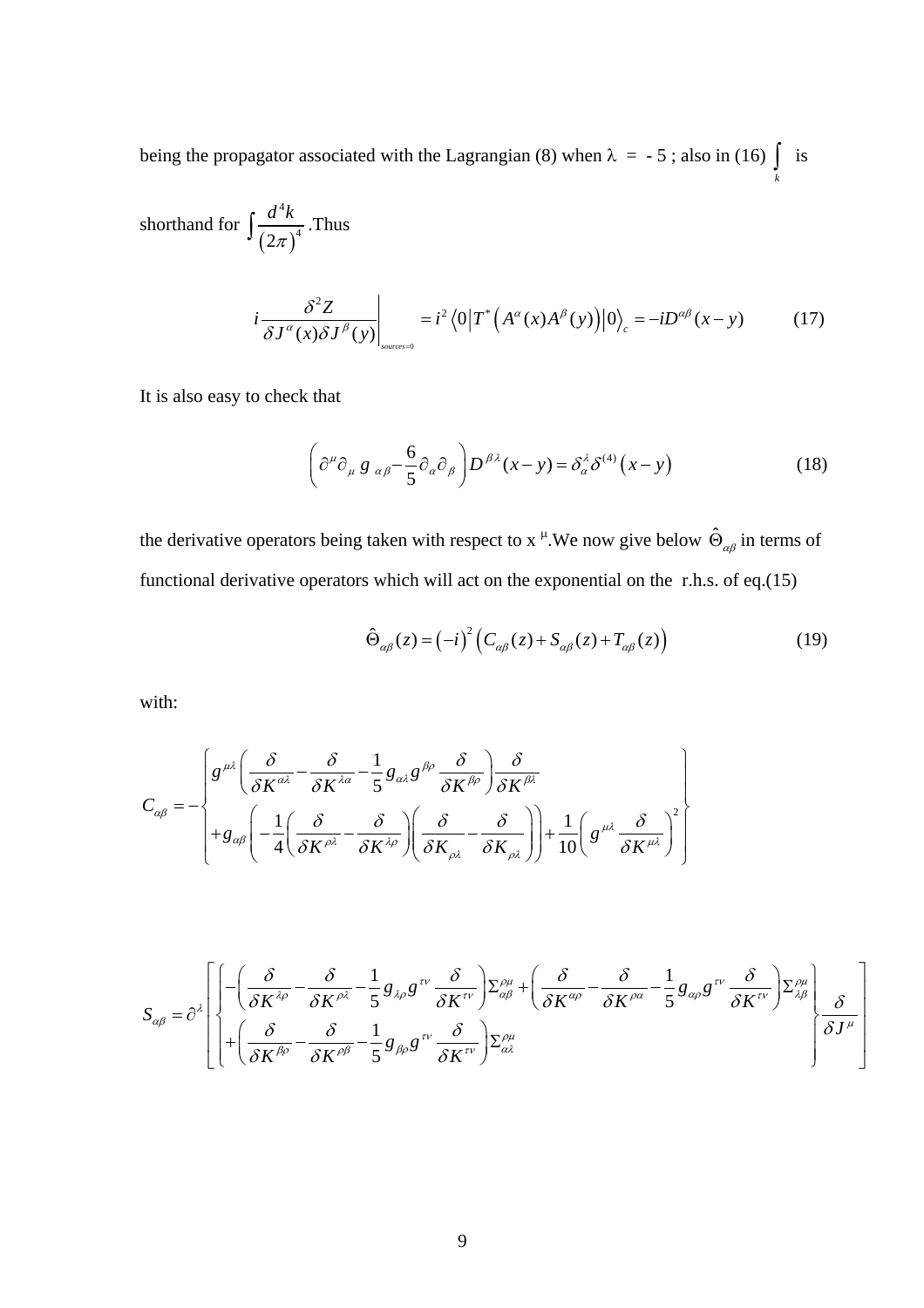being the propagator associated with the Lagrangian (8) when $\lambda = -5$ ; also in (16) $\int\limits_k$ is

shorthand for $\int \frac{d^4k}{(2\pi)^4}$ .Thus

$$
i\frac{\delta^2 Z}{\delta J^\alpha(x)\delta J^\beta(y)}\bigg|_{sources=0} = i^2\left\langle 0\left|T^*\left(A^\alpha(x)A^\beta(y)\right)\right|0\right\rangle_c = -iD^{\alpha\beta}(x-y) \qquad (17)
$$

It is also easy to check that

$$
\left(\partial^\mu\partial_\mu\, g_{\alpha\beta} - \frac{6}{5}\partial_\alpha\partial_\beta\right)D^{\beta\lambda}(x-y) = \delta_\alpha^\lambda\delta^{(4)}(x-y) \qquad (18)
$$

the derivative operators being taken with respect to $x^\mu$.We now give below $\hat{\Theta}_{\alpha\beta}$ in terms of functional derivative operators which will act on the exponential on the r.h.s. of eq.(15)

$$
\hat{\Theta}_{\alpha\beta}(z) = (-i)^2\left(C_{\alpha\beta}(z) + S_{\alpha\beta}(z) + T_{\alpha\beta}(z)\right) \qquad (19)
$$

with:

$$
C_{\alpha\beta} = -\left\{
\begin{array}{l}
g^{\mu\lambda}\left(\frac{\delta}{\delta K^{\alpha\lambda}} - \frac{\delta}{\delta K^{\lambda\alpha}} - \frac{1}{5}g_{\alpha\lambda}g^{\beta\rho}\frac{\delta}{\delta K^{\beta\rho}}\right)\frac{\delta}{\delta K^{\beta\lambda}} \\
+g_{\alpha\beta}\left(-\frac{1}{4}\left(\frac{\delta}{\delta K^{\rho\lambda}} - \frac{\delta}{\delta K^{\lambda\rho}}\right)\left(\frac{\delta}{\delta K_{\rho\lambda}} - \frac{\delta}{\delta K_{\rho\lambda}}\right)\right) + \frac{1}{10}\left(g^{\mu\lambda}\frac{\delta}{\delta K^{\mu\lambda}}\right)^2
\end{array}
\right\}
$$

$$
S_{\alpha\beta} = \partial^\lambda\left[\left\{
\begin{array}{l}
-\left(\frac{\delta}{\delta K^{\lambda\rho}} - \frac{\delta}{\delta K^{\rho\lambda}} - \frac{1}{5}g_{\lambda\rho}g^{\tau\nu}\frac{\delta}{\delta K^{\tau\nu}}\right)\Sigma_{\alpha\beta}^{\rho\mu} + \left(\frac{\delta}{\delta K^{\alpha\rho}} - \frac{\delta}{\delta K^{\rho\alpha}} - \frac{1}{5}g_{\alpha\rho}g^{\tau\nu}\frac{\delta}{\delta K^{\tau\nu}}\right)\Sigma_{\lambda\beta}^{\rho\mu} \\
+\left(\frac{\delta}{\delta K^{\beta\rho}} - \frac{\delta}{\delta K^{\rho\beta}} - \frac{1}{5}g_{\beta\rho}g^{\tau\nu}\frac{\delta}{\delta K^{\tau\nu}}\right)\Sigma_{\alpha\lambda}^{\rho\mu}
\end{array}
\right\}\frac{\delta}{\delta J^\mu}\right]
$$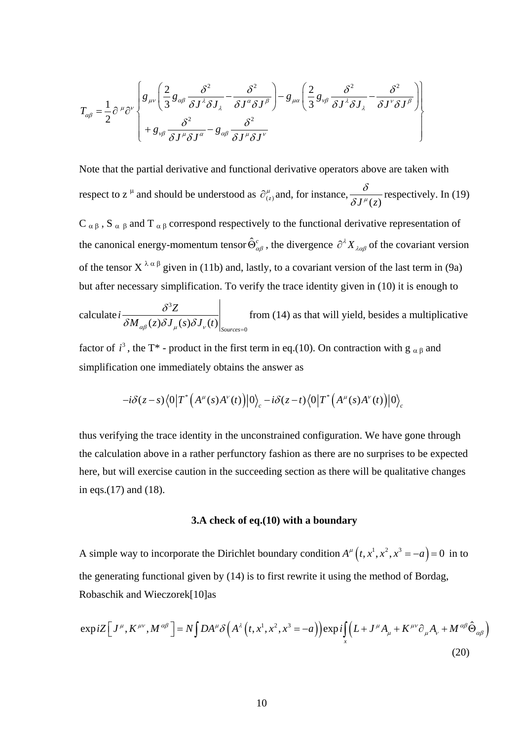$$T_{\alpha\beta} = \frac{1}{2}\partial^{\mu}\partial^{\nu}\left\{\begin{array}{l} g_{\mu\nu}\left(\dfrac{2}{3}g_{\alpha\beta}\dfrac{\delta^2}{\delta J^{\lambda}\delta J_{\lambda}} - \dfrac{\delta^2}{\delta J^{\alpha}\delta J^{\beta}}\right) - g_{\mu\alpha}\left(\dfrac{2}{3}g_{\nu\beta}\dfrac{\delta^2}{\delta J^{\lambda}\delta J_{\lambda}} - \dfrac{\delta^2}{\delta J^{\nu}\delta J^{\beta}}\right) \\ + g_{\nu\beta}\dfrac{\delta^2}{\delta J^{\mu}\delta J^{\alpha}} - g_{\alpha\beta}\dfrac{\delta^2}{\delta J^{\mu}\delta J^{\nu}} \end{array}\right\}$$

Note that the partial derivative and functional derivative operators above are taken with respect to $z^{\mu}$ and should be understood as $\partial^{\mu}_{(z)}$ and, for instance, $\dfrac{\delta}{\delta J^{\mu}(z)}$ respectively. In (19) $C_{\alpha\beta}$, $S_{\alpha\beta}$ and $T_{\alpha\beta}$ correspond respectively to the functional derivative representation of the canonical energy-momentum tensor $\hat{\Theta}^{c}_{\alpha\beta}$, the divergence $\partial^{\lambda}X_{\lambda\alpha\beta}$ of the covariant version of the tensor $X^{\lambda\alpha\beta}$ given in (11b) and, lastly, to a covariant version of the last term in (9a) but after necessary simplification. To verify the trace identity given in (10) it is enough to calculate $i\left.\dfrac{\delta^3 Z}{\delta M_{\alpha\beta}(z)\delta J_{\mu}(s)\delta J_{\nu}(t)}\right|_{Sources=0}$ from (14) as that will yield, besides a multiplicative factor of $i^3$, the T* - product in the first term in eq.(10). On contraction with $g_{\alpha\beta}$ and simplification one immediately obtains the answer as

$$-i\delta(z-s)\left\langle 0\left|T^{*}\left(A^{\mu}(s)A^{\nu}(t)\right)\right|0\right\rangle_{c} - i\delta(z-t)\left\langle 0\left|T^{*}\left(A^{\mu}(s)A^{\nu}(t)\right)\right|0\right\rangle_{c}$$

thus verifying the trace identity in the unconstrained configuration. We have gone through the calculation above in a rather perfunctory fashion as there are no surprises to be expected here, but will exercise caution in the succeeding section as there will be qualitative changes in eqs.(17) and (18).

### 3.A check of eq.(10) with a boundary

A simple way to incorporate the Dirichlet boundary condition $A^{\mu}\left(t,x^1,x^2,x^3=-a\right)=0$ in to the generating functional given by (14) is to first rewrite it using the method of Bordag, Robaschik and Wieczorek[10]as

$$\exp iZ\left[J^{\mu},K^{\mu\nu},M^{\alpha\beta}\right] = N\int DA^{\mu}\delta\left(A^{\lambda}\left(t,x^1,x^2,x^3=-a\right)\right)\exp i\int_{x}\left(L + J^{\mu}A_{\mu} + K^{\mu\nu}\partial_{\mu}A_{\nu} + M^{\alpha\beta}\hat{\Theta}_{\alpha\beta}\right) \tag{20}$$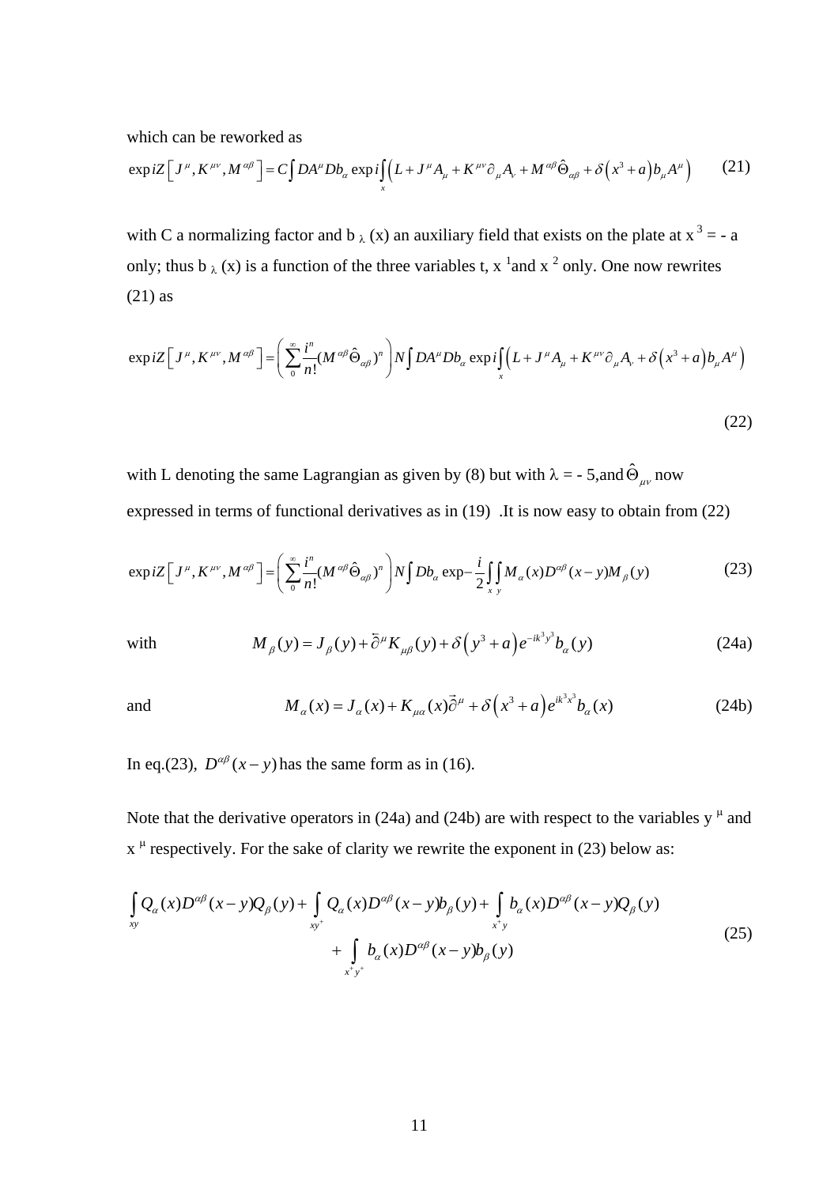which can be reworked as

$$\exp iZ\left[J^{\mu},K^{\mu\nu},M^{\alpha\beta}\right]=C\int DA^{\mu}Db_{\alpha}\exp i\int_{x}\left(L+J^{\mu}A_{\mu}+K^{\mu\nu}\partial_{\mu}A_{\nu}+M^{\alpha\beta}\hat{\Theta}_{\alpha\beta}+\delta\left(x^{3}+a\right)b_{\mu}A^{\mu}\right)\tag{21}$$

with C a normalizing factor and $b_{\lambda}(x)$ an auxiliary field that exists on the plate at $x^3 = -a$ only; thus $b_{\lambda}(x)$ is a function of the three variables t, $x^1$and $x^2$ only. One now rewrites (21) as

$$\exp iZ\left[J^{\mu},K^{\mu\nu},M^{\alpha\beta}\right]=\left(\sum_{0}^{\infty}\frac{i^{n}}{n!}(M^{\alpha\beta}\hat{\Theta}_{\alpha\beta})^{n}\right)N\int DA^{\mu}Db_{\alpha}\exp i\int_{x}\left(L+J^{\mu}A_{\mu}+K^{\mu\nu}\partial_{\mu}A_{\nu}+\delta\left(x^{3}+a\right)b_{\mu}A^{\mu}\right)\tag{22}$$

with L denoting the same Lagrangian as given by (8) but with $\lambda = -5$,and $\hat{\Theta}_{\mu\nu}$ now expressed in terms of functional derivatives as in (19) .It is now easy to obtain from (22)

$$\exp iZ\left[J^{\mu},K^{\mu\nu},M^{\alpha\beta}\right]=\left(\sum_{0}^{\infty}\frac{i^{n}}{n!}(M^{\alpha\beta}\hat{\Theta}_{\alpha\beta})^{n}\right)N\int Db_{\alpha}\exp-\frac{i}{2}\int_{x}\int_{y}M_{\alpha}(x)D^{\alpha\beta}(x-y)M_{\beta}(y)\tag{23}$$

with
$$M_{\beta}(y)=J_{\beta}(y)+\bar{\partial}^{\mu}K_{\mu\beta}(y)+\delta\left(y^{3}+a\right)e^{-ik^{3}y^{3}}b_{\alpha}(y)\tag{24a}$$

and
$$M_{\alpha}(x)=J_{\alpha}(x)+K_{\mu\alpha}(x)\vec{\partial}^{\mu}+\delta\left(x^{3}+a\right)e^{ik^{3}x^{3}}b_{\alpha}(x)\tag{24b}$$

In eq.(23), $D^{\alpha\beta}(x-y)$ has the same form as in (16).

Note that the derivative operators in (24a) and (24b) are with respect to the variables $y^{\mu}$ and $x^{\mu}$ respectively. For the sake of clarity we rewrite the exponent in (23) below as:

$$\int_{xy}Q_{\alpha}(x)D^{\alpha\beta}(x-y)Q_{\beta}(y)+\int_{xy^{+}}Q_{\alpha}(x)D^{\alpha\beta}(x-y)b_{\beta}(y)+\int_{x^{+}y}b_{\alpha}(x)D^{\alpha\beta}(x-y)Q_{\beta}(y)$$
$$+\int_{x^{+}y^{+}}b_{\alpha}(x)D^{\alpha\beta}(x-y)b_{\beta}(y)\tag{25}$$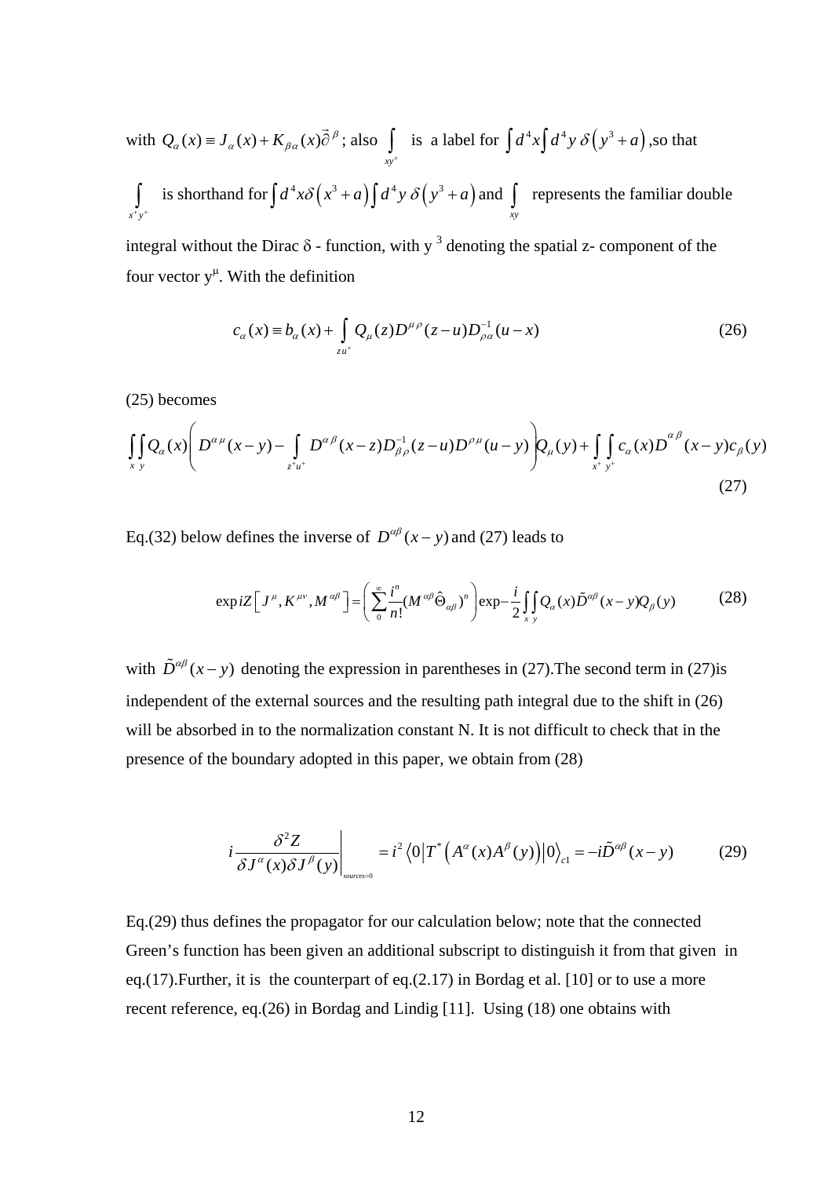with $Q_\alpha(x) \equiv J_\alpha(x) + K_{\beta\alpha}(x)\vec{\partial}^\beta$; also $\int\limits_{xy^+}$ is a label for $\int d^4x \int d^4y\, \delta\left(y^3 + a\right)$,so that $\int\limits_{x^+y^+}$ is shorthand for $\int d^4x \delta\left(x^3 + a\right)\int d^4y\, \delta\left(y^3 + a\right)$ and $\int\limits_{xy}$ represents the familiar double integral without the Dirac $\delta$ - function, with y $^3$ denoting the spatial z- component of the four vector y$^\mu$. With the definition

$$c_\alpha(x) \equiv b_\alpha(x) + \int\limits_{zu^+} Q_\mu(z) D^{\mu\rho}(z-u) D^{-1}_{\rho\alpha}(u-x) \tag{26}$$

(25) becomes

$$\int\limits_x\int\limits_y Q_\alpha(x)\left( D^{\alpha\mu}(x-y) - \int\limits_{z^+u^+} D^{\alpha\beta}(x-z) D^{-1}_{\beta\rho}(z-u) D^{\rho\mu}(u-y)\right) Q_\mu(y) + \int\limits_{x^+}\int\limits_{y^+} c_\alpha(x) D^{\alpha\beta}(x-y) c_\beta(y) \tag{27}$$

Eq.(32) below defines the inverse of $D^{\alpha\beta}(x-y)$ and (27) leads to

$$\exp iZ\left[J^\mu, K^{\mu\nu}, M^{\alpha\beta}\right] = \left(\sum_0^\infty \frac{i^n}{n!}(M^{\alpha\beta}\hat{\Theta}_{\alpha\beta})^n\right)\exp -\frac{i}{2}\int\limits_x\int\limits_y Q_\alpha(x)\tilde{D}^{\alpha\beta}(x-y) Q_\beta(y) \tag{28}$$

with $\tilde{D}^{\alpha\beta}(x-y)$ denoting the expression in parentheses in (27).The second term in (27)is independent of the external sources and the resulting path integral due to the shift in (26) will be absorbed in to the normalization constant N. It is not difficult to check that in the presence of the boundary adopted in this paper, we obtain from (28)

$$i\frac{\delta^2 Z}{\delta J^\alpha(x)\delta J^\beta(y)}\bigg|_{sources=0} = i^2\left\langle 0\left|T^*\left(A^\alpha(x)A^\beta(y)\right)\right|0\right\rangle_{c1} = -i\tilde{D}^{\alpha\beta}(x-y) \tag{29}$$

Eq.(29) thus defines the propagator for our calculation below; note that the connected Green's function has been given an additional subscript to distinguish it from that given in eq.(17).Further, it is the counterpart of eq.(2.17) in Bordag et al. [10] or to use a more recent reference, eq.(26) in Bordag and Lindig [11]. Using (18) one obtains with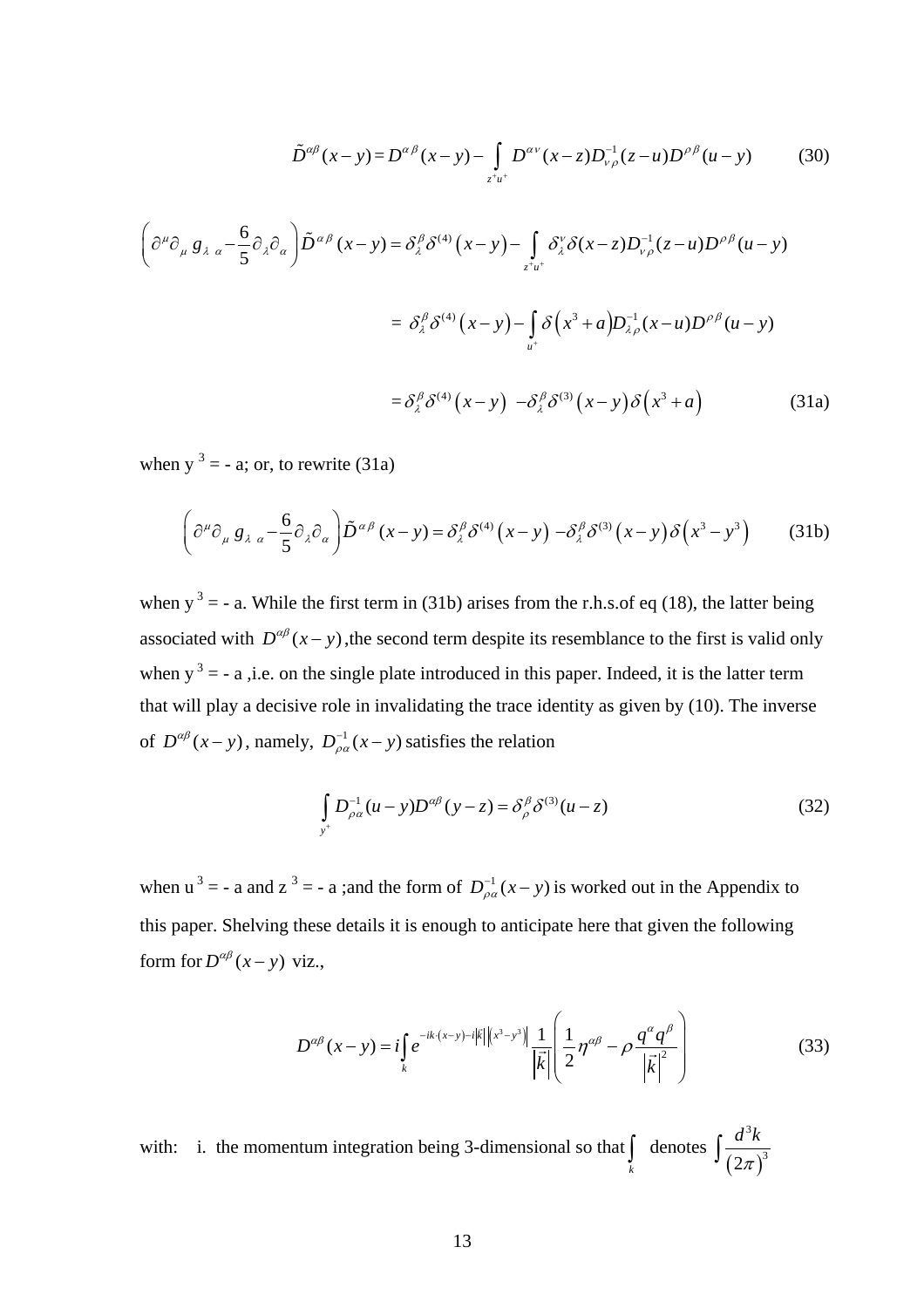$$\tilde{D}^{\alpha\beta}(x-y) = D^{\alpha\beta}(x-y) - \int_{z^+u^+} D^{\alpha\nu}(x-z) D^{-1}_{\nu\rho}(z-u) D^{\rho\beta}(u-y) \tag{30}$$

$$\left(\partial^{\mu}\partial_{\mu}\, g_{\lambda\ \alpha} - \frac{6}{5}\partial_{\lambda}\partial_{\alpha}\right)\tilde{D}^{\alpha\beta}(x-y) = \delta^{\beta}_{\lambda}\delta^{(4)}(x-y) - \int_{z^+u^+} \delta^{\nu}_{\lambda}\delta(x-z) D^{-1}_{\nu\rho}(z-u) D^{\rho\beta}(u-y)$$

$$= \delta^{\beta}_{\lambda}\delta^{(4)}(x-y) - \int_{u^+} \delta\left(x^3+a\right) D^{-1}_{\lambda\rho}(x-u) D^{\rho\beta}(u-y)$$

$$= \delta^{\beta}_{\lambda}\delta^{(4)}(x-y) - \delta^{\beta}_{\lambda}\delta^{(3)}(x-y)\,\delta\left(x^3+a\right) \tag{31a}$$

when $y^3 = -a$; or, to rewrite (31a)

$$\left(\partial^{\mu}\partial_{\mu}\, g_{\lambda\ \alpha} - \frac{6}{5}\partial_{\lambda}\partial_{\alpha}\right)\tilde{D}^{\alpha\beta}(x-y) = \delta^{\beta}_{\lambda}\delta^{(4)}(x-y) - \delta^{\beta}_{\lambda}\delta^{(3)}(x-y)\,\delta\left(x^3-y^3\right) \tag{31b}$$

when $y^3 = -a$. While the first term in (31b) arises from the r.h.s.of eq (18), the latter being associated with $D^{\alpha\beta}(x-y)$,the second term despite its resemblance to the first is valid only when $y^3 = -a$ ,i.e. on the single plate introduced in this paper. Indeed, it is the latter term that will play a decisive role in invalidating the trace identity as given by (10). The inverse of $D^{\alpha\beta}(x-y)$, namely, $D^{-1}_{\rho\alpha}(x-y)$ satisfies the relation

$$\int_{y^+} D^{-1}_{\rho\alpha}(u-y) D^{\alpha\beta}(y-z) = \delta^{\beta}_{\rho}\delta^{(3)}(u-z) \tag{32}$$

when $u^3 = -a$ and $z^3 = -a$ ;and the form of $D^{-1}_{\rho\alpha}(x-y)$ is worked out in the Appendix to this paper. Shelving these details it is enough to anticipate here that given the following form for $D^{\alpha\beta}(x-y)$ viz.,

$$D^{\alpha\beta}(x-y) = i\int_k e^{-ik\cdot(x-y)-i\left|\vec{k}\right|\left|\left(x^3-y^3\right)\right|}\frac{1}{\left|\vec{k}\right|}\left(\frac{1}{2}\eta^{\alpha\beta} - \rho\frac{q^{\alpha}q^{\beta}}{\left|\vec{k}\right|^2}\right) \tag{33}$$

with: i. the momentum integration being 3-dimensional so that $\int_k$ denotes $\int \frac{d^3k}{(2\pi)^3}$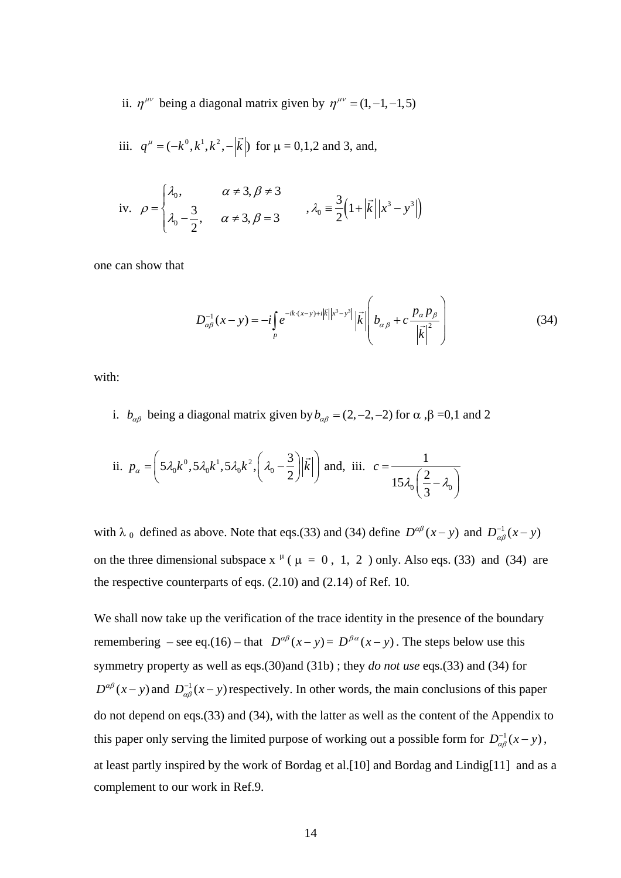ii. $\eta^{\mu\nu}$ being a diagonal matrix given by $\eta^{\mu\nu} = (1,-1,-1,5)$

iii. $q^{\mu} = (-k^0, k^1, k^2, -|\vec{k}|)$ for μ = 0,1,2 and 3, and,

iv. $\rho = \begin{cases} \lambda_0, & \alpha \neq 3, \beta \neq 3 \\ \lambda_0 - \dfrac{3}{2}, & \alpha \neq 3, \beta = 3 \end{cases}$ , $\lambda_0 \equiv \dfrac{3}{2}\left(1+|\vec{k}|\left|x^3-y^3\right|\right)$

one can show that

$$D^{-1}_{\alpha\beta}(x-y) = -i\int_p e^{-ik\cdot(x-y)+i|\vec{k}|\left|x^3-y^3\right|}\,|\vec{k}|\left(b_{\alpha\beta} + c\frac{p_\alpha p_\beta}{|\vec{k}|^2}\right) \tag{34}$$

with:

i. $b_{\alpha\beta}$ being a diagonal matrix given by $b_{\alpha\beta} = (2,-2,-2)$ for α ,β =0,1 and 2

ii. $p_\alpha = \left(5\lambda_0 k^0, 5\lambda_0 k^1, 5\lambda_0 k^2, \left(\lambda_0 - \dfrac{3}{2}\right)|\vec{k}|\right)$ and, iii. $c = \dfrac{1}{15\lambda_0\left(\dfrac{2}{3}-\lambda_0\right)}$

with $\lambda_0$ defined as above. Note that eqs.(33) and (34) define $D^{\alpha\beta}(x-y)$ and $D^{-1}_{\alpha\beta}(x-y)$ on the three dimensional subspace $x^\mu$ ( μ = 0, 1, 2 ) only. Also eqs. (33) and (34) are the respective counterparts of eqs. (2.10) and (2.14) of Ref. 10.

We shall now take up the verification of the trace identity in the presence of the boundary remembering – see eq.(16) – that $D^{\alpha\beta}(x-y) = D^{\beta\alpha}(x-y)$. The steps below use this symmetry property as well as eqs.(30)and (31b) ; they *do not use* eqs.(33) and (34) for $D^{\alpha\beta}(x-y)$ and $D^{-1}_{\alpha\beta}(x-y)$ respectively. In other words, the main conclusions of this paper do not depend on eqs.(33) and (34), with the latter as well as the content of the Appendix to this paper only serving the limited purpose of working out a possible form for $D^{-1}_{\alpha\beta}(x-y)$, at least partly inspired by the work of Bordag et al.[10] and Bordag and Lindig[11] and as a complement to our work in Ref.9.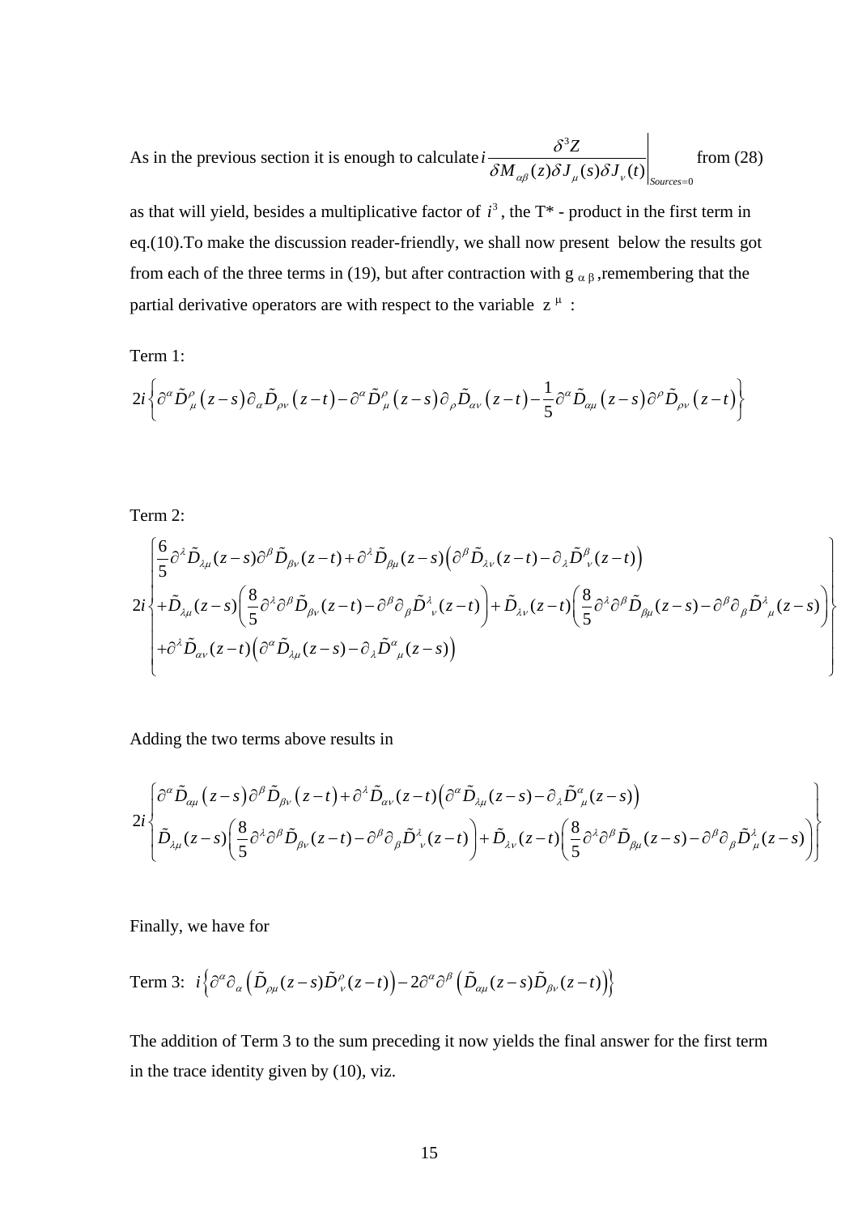As in the previous section it is enough to calculate $i\dfrac{\delta^3 Z}{\delta M_{\alpha\beta}(z)\delta J_\mu(s)\delta J_\nu(t)}\Bigg|_{Sources=0}$ from (28) as that will yield, besides a multiplicative factor of $i^3$, the T* - product in the first term in eq.(10).To make the discussion reader-friendly, we shall now present below the results got from each of the three terms in (19), but after contraction with $g_{\alpha\beta}$,remembering that the partial derivative operators are with respect to the variable $z^\mu$ :

Term 1:

$$2i\left\{\partial^\alpha \tilde{D}^\rho_\mu\left(z-s\right)\partial_\alpha \tilde{D}_{\rho\nu}\left(z-t\right)-\partial^\alpha \tilde{D}^\rho_\mu\left(z-s\right)\partial_\rho \tilde{D}_{\alpha\nu}\left(z-t\right)-\frac{1}{5}\partial^\alpha \tilde{D}_{\alpha\mu}\left(z-s\right)\partial^\rho \tilde{D}_{\rho\nu}\left(z-t\right)\right\}$$

Term 2:

$$2i\begin{Bmatrix}\dfrac{6}{5}\partial^\lambda \tilde{D}_{\lambda\mu}(z-s)\partial^\beta \tilde{D}_{\beta\nu}(z-t)+\partial^\lambda \tilde{D}_{\beta\mu}(z-s)\left(\partial^\beta \tilde{D}_{\lambda\nu}(z-t)-\partial_\lambda \tilde{D}^\beta{}_\nu(z-t)\right)\\ +\tilde{D}_{\lambda\mu}(z-s)\left(\dfrac{8}{5}\partial^\lambda\partial^\beta \tilde{D}_{\beta\nu}(z-t)-\partial^\beta\partial_\beta \tilde{D}^\lambda{}_\nu(z-t)\right)+\tilde{D}_{\lambda\nu}(z-t)\left(\dfrac{8}{5}\partial^\lambda\partial^\beta \tilde{D}_{\beta\mu}(z-s)-\partial^\beta\partial_\beta \tilde{D}^\lambda{}_\mu(z-s)\right)\\ +\partial^\lambda \tilde{D}_{\alpha\nu}(z-t)\left(\partial^\alpha \tilde{D}_{\lambda\mu}(z-s)-\partial_\lambda \tilde{D}^\alpha{}_\mu(z-s)\right)\end{Bmatrix}$$

Adding the two terms above results in

$$2i\begin{Bmatrix}\partial^\alpha \tilde{D}_{\alpha\mu}\left(z-s\right)\partial^\beta \tilde{D}_{\beta\nu}\left(z-t\right)+\partial^\lambda \tilde{D}_{\alpha\nu}(z-t)\left(\partial^\alpha \tilde{D}_{\lambda\mu}(z-s)-\partial_\lambda \tilde{D}^\alpha{}_\mu(z-s)\right)\\ \tilde{D}_{\lambda\mu}(z-s)\left(\dfrac{8}{5}\partial^\lambda\partial^\beta \tilde{D}_{\beta\nu}(z-t)-\partial^\beta\partial_\beta \tilde{D}^\lambda{}_\nu(z-t)\right)+\tilde{D}_{\lambda\nu}(z-t)\left(\dfrac{8}{5}\partial^\lambda\partial^\beta \tilde{D}_{\beta\mu}(z-s)-\partial^\beta\partial_\beta \tilde{D}^\lambda{}_\mu(z-s)\right)\end{Bmatrix}$$

Finally, we have for

Term 3: $i\left\{\partial^\alpha\partial_\alpha\left(\tilde{D}_{\rho\mu}(z-s)\tilde{D}^\rho_\nu(z-t)\right)-2\partial^\alpha\partial^\beta\left(\tilde{D}_{\alpha\mu}(z-s)\tilde{D}_{\beta\nu}(z-t)\right)\right\}$

The addition of Term 3 to the sum preceding it now yields the final answer for the first term in the trace identity given by (10), viz.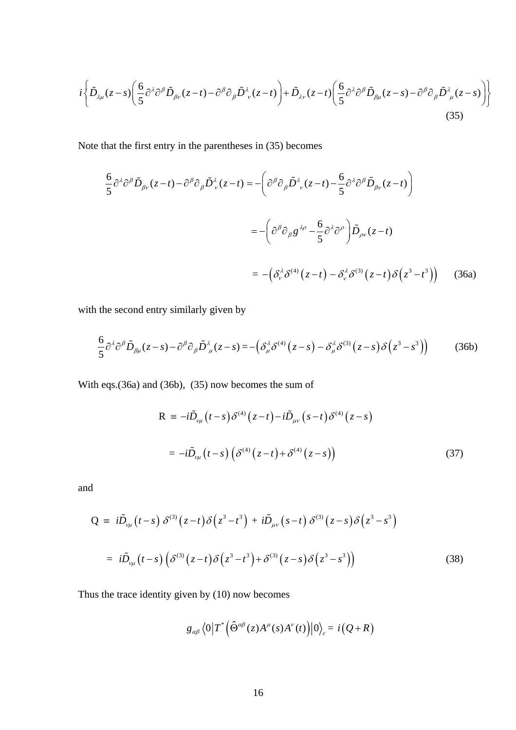$$i\left\{\tilde{D}_{\lambda\mu}(z-s)\left(\frac{6}{5}\partial^{\lambda}\partial^{\beta}\tilde{D}_{\beta\nu}(z-t)-\partial^{\beta}\partial_{\beta}\tilde{D}^{\lambda}{}_{\nu}(z-t)\right)+\tilde{D}_{\lambda\nu}(z-t)\left(\frac{6}{5}\partial^{\lambda}\partial^{\beta}\tilde{D}_{\beta\mu}(z-s)-\partial^{\beta}\partial_{\beta}\tilde{D}^{\lambda}{}_{\mu}(z-s)\right)\right\} \tag{35}$$

Note that the first entry in the parentheses in (35) becomes

$$\frac{6}{5}\partial^{\lambda}\partial^{\beta}\tilde{D}_{\beta\nu}(z-t)-\partial^{\beta}\partial_{\beta}\tilde{D}^{\lambda}{}_{\nu}(z-t)=-\left(\partial^{\beta}\partial_{\beta}\tilde{D}^{\lambda}{}_{\nu}(z-t)-\frac{6}{5}\partial^{\lambda}\partial^{\beta}\tilde{D}_{\beta\nu}(z-t)\right)$$

$$=-\left(\partial^{\beta}\partial_{\beta}g^{\lambda\rho}-\frac{6}{5}\partial^{\lambda}\partial^{\rho}\right)\tilde{D}_{\rho\nu}(z-t)$$

$$=-\left(\delta^{\lambda}_{\nu}\delta^{(4)}\left(z-t\right)-\delta^{\lambda}_{\nu}\delta^{(3)}\left(z-t\right)\delta\left(z^{3}-t^{3}\right)\right) \tag{36a}$$

with the second entry similarly given by

$$\frac{6}{5}\partial^{\lambda}\partial^{\beta}\tilde{D}_{\beta\mu}(z-s)-\partial^{\beta}\partial_{\beta}\tilde{D}^{\lambda}{}_{\mu}(z-s)=-\left(\delta^{\lambda}_{\mu}\delta^{(4)}\left(z-s\right)-\delta^{\lambda}_{\mu}\delta^{(3)}\left(z-s\right)\delta\left(z^{3}-s^{3}\right)\right) \tag{36b}$$

With eqs.(36a) and (36b), (35) now becomes the sum of

$$\mathrm{R}\equiv-i\tilde{D}_{\nu\mu}\left(t-s\right)\delta^{(4)}\left(z-t\right)-i\tilde{D}_{\mu\nu}\left(s-t\right)\delta^{(4)}\left(z-s\right)$$

$$=-i\tilde{D}_{\nu\mu}\left(t-s\right)\left(\delta^{(4)}\left(z-t\right)+\delta^{(4)}\left(z-s\right)\right) \tag{37}$$

and

$$\mathrm{Q}\equiv i\tilde{D}_{\nu\mu}\left(t-s\right)\delta^{(3)}\left(z-t\right)\delta\left(z^{3}-t^{3}\right)+i\tilde{D}_{\mu\nu}\left(s-t\right)\delta^{(3)}\left(z-s\right)\delta\left(z^{3}-s^{3}\right)$$

$$=i\tilde{D}_{\nu\mu}\left(t-s\right)\left(\delta^{(3)}\left(z-t\right)\delta\left(z^{3}-t^{3}\right)+\delta^{(3)}\left(z-s\right)\delta\left(z^{3}-s^{3}\right)\right) \tag{38}$$

Thus the trace identity given by (10) now becomes

$$g_{\alpha\beta}\left\langle 0\right|T^{*}\left(\hat{\Theta}^{\alpha\beta}(z)A^{\mu}(s)A^{\nu}(t)\right)\left|0\right\rangle_{c}=i\left(Q+R\right)$$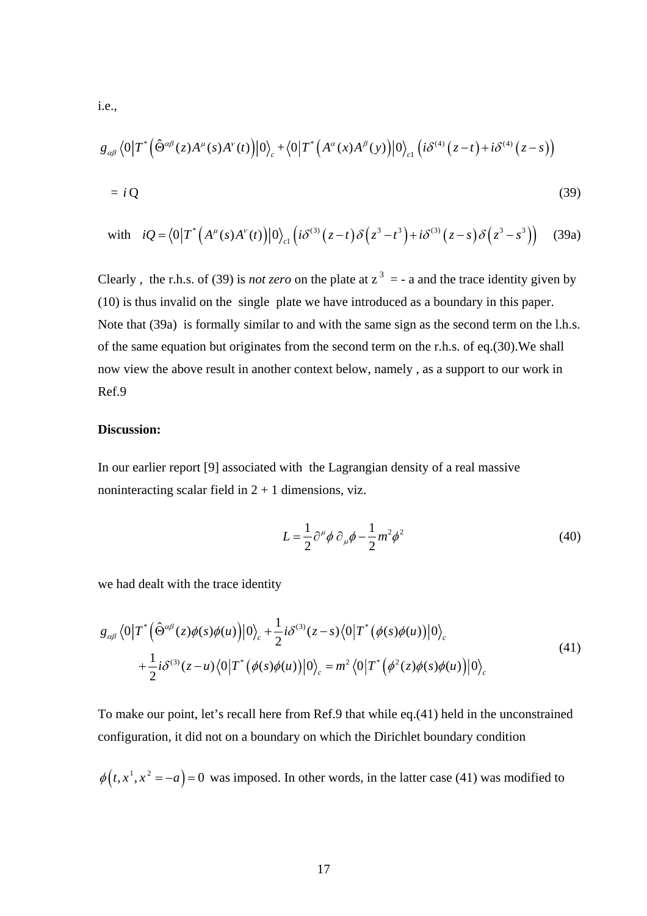i.e.,

$$g_{\alpha\beta}\left\langle 0\left|T^{*}\left(\hat{\Theta}^{\alpha\beta}(z)A^{\mu}(s)A^{\nu}(t)\right)\right|0\right\rangle_{c}+\left\langle 0\left|T^{*}\left(A^{\alpha}(x)A^{\beta}(y)\right)\right|0\right\rangle_{c1}\left(i\delta^{(4)}\left(z-t\right)+i\delta^{(4)}\left(z-s\right)\right)$$

$$= i\,\mathrm{Q} \tag{39}$$

$$\text{with}\quad iQ=\left\langle 0\left|T^{*}\left(A^{\mu}(s)A^{\nu}(t)\right)\right|0\right\rangle_{c1}\left(i\delta^{(3)}\left(z-t\right)\delta\left(z^{3}-t^{3}\right)+i\delta^{(3)}\left(z-s\right)\delta\left(z^{3}-s^{3}\right)\right) \tag{39a}$$

Clearly , the r.h.s. of (39) is *not zero* on the plate at $z^3 = -a$ and the trace identity given by (10) is thus invalid on the single plate we have introduced as a boundary in this paper. Note that (39a) is formally similar to and with the same sign as the second term on the l.h.s. of the same equation but originates from the second term on the r.h.s. of eq.(30).We shall now view the above result in another context below, namely , as a support to our work in Ref.9

**Discussion:**

In our earlier report [9] associated with the Lagrangian density of a real massive noninteracting scalar field in 2 + 1 dimensions, viz.

$$L=\frac{1}{2}\partial^{\mu}\phi\,\partial_{\mu}\phi-\frac{1}{2}m^{2}\phi^{2} \tag{40}$$

we had dealt with the trace identity

$$\begin{aligned} &g_{\alpha\beta}\left\langle 0\left|T^{*}\left(\hat{\Theta}^{\alpha\beta}(z)\phi(s)\phi(u)\right)\right|0\right\rangle_{c}+\frac{1}{2}i\delta^{(3)}(z-s)\left\langle 0\left|T^{*}\left(\phi(s)\phi(u)\right)\right|0\right\rangle_{c}\\ &\qquad+\frac{1}{2}i\delta^{(3)}(z-u)\left\langle 0\left|T^{*}\left(\phi(s)\phi(u)\right)\right|0\right\rangle_{c}=m^{2}\left\langle 0\left|T^{*}\left(\phi^{2}(z)\phi(s)\phi(u)\right)\right|0\right\rangle_{c} \end{aligned} \tag{41}$$

To make our point, let's recall here from Ref.9 that while eq.(41) held in the unconstrained configuration, it did not on a boundary on which the Dirichlet boundary condition $\phi\left(t,x^{1},x^{2}=-a\right)=0$ was imposed. In other words, in the latter case (41) was modified to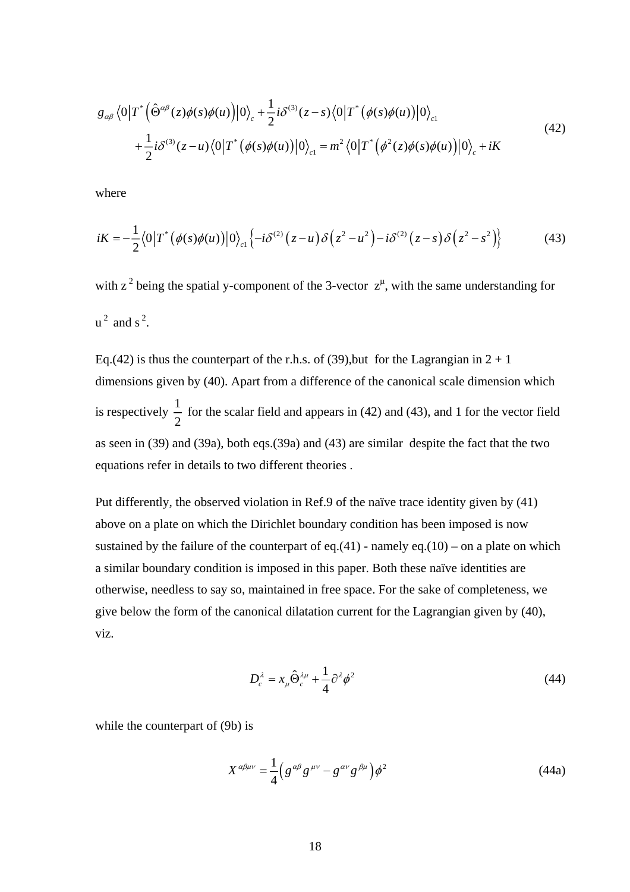$$
\begin{aligned}
&g_{\alpha\beta}\left\langle 0\left|T^{*}\left(\hat{\Theta}^{\alpha\beta}(z)\phi(s)\phi(u)\right)\right|0\right\rangle_{c}+\frac{1}{2}i\delta^{(3)}(z-s)\left\langle 0\left|T^{*}\left(\phi(s)\phi(u)\right)\right|0\right\rangle_{c1} \\
&\qquad+\frac{1}{2}i\delta^{(3)}(z-u)\left\langle 0\left|T^{*}\left(\phi(s)\phi(u)\right)\right|0\right\rangle_{c1}=m^{2}\left\langle 0\left|T^{*}\left(\phi^{2}(z)\phi(s)\phi(u)\right)\right|0\right\rangle_{c}+iK
\end{aligned}
\tag{42}
$$

where

$$
iK=-\frac{1}{2}\left\langle 0\left|T^{*}\left(\phi(s)\phi(u)\right)\right|0\right\rangle_{c1}\left\{-i\delta^{(2)}\left(z-u\right)\delta\left(z^{2}-u^{2}\right)-i\delta^{(2)}\left(z-s\right)\delta\left(z^{2}-s^{2}\right)\right\} \tag{43}
$$

with $z^2$ being the spatial y-component of the 3-vector $z^\mu$, with the same understanding for $u^2$ and $s^2$.

Eq.(42) is thus the counterpart of the r.h.s. of (39),but for the Lagrangian in 2 + 1 dimensions given by (40). Apart from a difference of the canonical scale dimension which is respectively $\frac{1}{2}$ for the scalar field and appears in (42) and (43), and 1 for the vector field as seen in (39) and (39a), both eqs.(39a) and (43) are similar despite the fact that the two equations refer in details to two different theories .

Put differently, the observed violation in Ref.9 of the naïve trace identity given by (41) above on a plate on which the Dirichlet boundary condition has been imposed is now sustained by the failure of the counterpart of eq.(41) - namely eq.(10) – on a plate on which a similar boundary condition is imposed in this paper. Both these naïve identities are otherwise, needless to say so, maintained in free space. For the sake of completeness, we give below the form of the canonical dilatation current for the Lagrangian given by (40), viz.

$$
D_{c}^{\lambda}=x_{\mu}\hat{\Theta}_{c}^{\lambda\mu}+\frac{1}{4}\partial^{\lambda}\phi^{2} \tag{44}
$$

while the counterpart of (9b) is

$$
X^{\alpha\beta\mu\nu}=\frac{1}{4}\left(g^{\alpha\beta}g^{\mu\nu}-g^{\alpha\nu}g^{\beta\mu}\right)\phi^{2} \tag{44a}
$$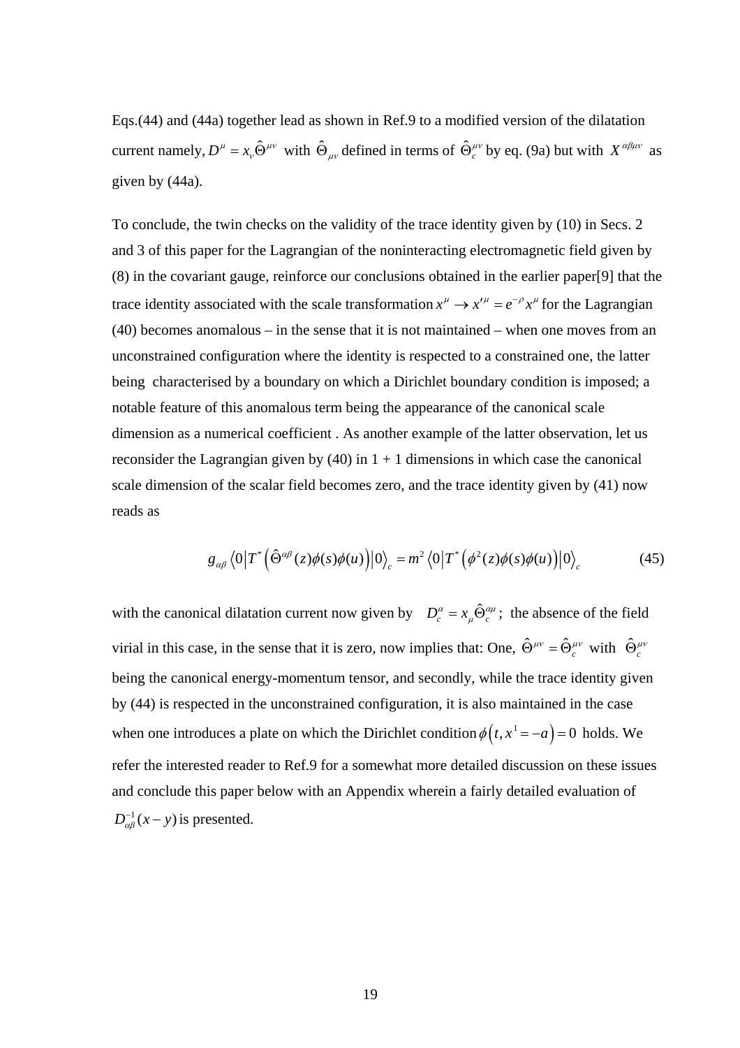Eqs.(44) and (44a) together lead as shown in Ref.9 to a modified version of the dilatation current namely, $D^{\mu} = x_{\nu}\hat{\Theta}^{\mu\nu}$ with $\hat{\Theta}_{\mu\nu}$ defined in terms of $\hat{\Theta}_{c}^{\mu\nu}$ by eq. (9a) but with $X^{\alpha\beta\mu\nu}$ as given by (44a).

To conclude, the twin checks on the validity of the trace identity given by (10) in Secs. 2 and 3 of this paper for the Lagrangian of the noninteracting electromagnetic field given by (8) in the covariant gauge, reinforce our conclusions obtained in the earlier paper[9] that the trace identity associated with the scale transformation $x^{\mu} \rightarrow x'^{\mu} = e^{-\rho} x^{\mu}$ for the Lagrangian (40) becomes anomalous – in the sense that it is not maintained – when one moves from an unconstrained configuration where the identity is respected to a constrained one, the latter being characterised by a boundary on which a Dirichlet boundary condition is imposed; a notable feature of this anomalous term being the appearance of the canonical scale dimension as a numerical coefficient . As another example of the latter observation, let us reconsider the Lagrangian given by (40) in 1 + 1 dimensions in which case the canonical scale dimension of the scalar field becomes zero, and the trace identity given by (41) now reads as

$$g_{\alpha\beta}\left\langle 0\left|T^{*}\left(\hat{\Theta}^{\alpha\beta}(z)\phi(s)\phi(u)\right)\right|0\right\rangle_{c} = m^{2}\left\langle 0\left|T^{*}\left(\phi^{2}(z)\phi(s)\phi(u)\right)\right|0\right\rangle_{c} \tag{45}$$

with the canonical dilatation current now given by $D_{c}^{\alpha} = x_{\mu}\hat{\Theta}_{c}^{\alpha\mu}$; the absence of the field virial in this case, in the sense that it is zero, now implies that: One, $\hat{\Theta}^{\mu\nu} = \hat{\Theta}_{c}^{\mu\nu}$ with $\hat{\Theta}_{c}^{\mu\nu}$ being the canonical energy-momentum tensor, and secondly, while the trace identity given by (44) is respected in the unconstrained configuration, it is also maintained in the case when one introduces a plate on which the Dirichlet condition $\phi\left(t, x^{1} = -a\right) = 0$ holds. We refer the interested reader to Ref.9 for a somewhat more detailed discussion on these issues and conclude this paper below with an Appendix wherein a fairly detailed evaluation of $D_{\alpha\beta}^{-1}(x-y)$ is presented.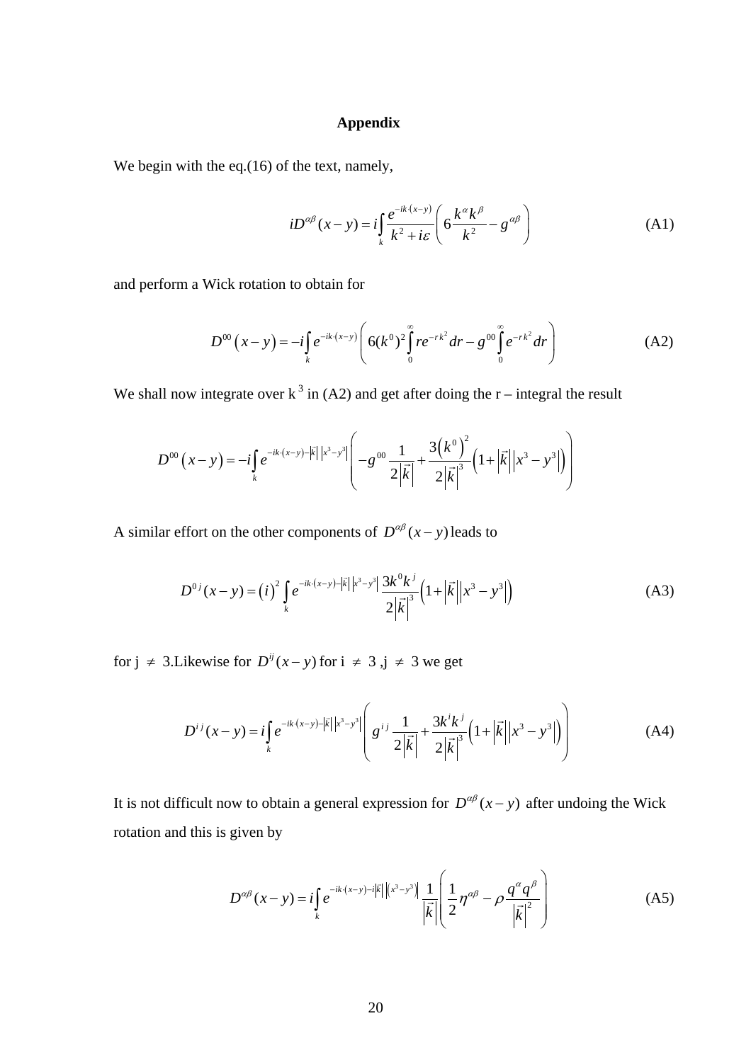## Appendix

We begin with the eq.(16) of the text, namely,

$$iD^{\alpha\beta}(x-y) = i\int_k \frac{e^{-ik\cdot(x-y)}}{k^2+i\varepsilon}\left(6\frac{k^\alpha k^\beta}{k^2} - g^{\alpha\beta}\right) \tag{A1}$$

and perform a Wick rotation to obtain for

$$D^{00}\left(x-y\right) = -i\int_k e^{-ik\cdot(x-y)}\left(6(k^0)^2\int_0^\infty r e^{-rk^2}dr - g^{00}\int_0^\infty e^{-rk^2}dr\right) \tag{A2}$$

We shall now integrate over $k^3$ in (A2) and get after doing the r – integral the result

$$D^{00}\left(x-y\right) = -i\int_k e^{-ik\cdot(x-y)-\left|\vec{k}\right|\left|x^3-y^3\right|}\left(-g^{00}\frac{1}{2\left|\vec{k}\right|} + \frac{3\left(k^0\right)^2}{2\left|\vec{k}\right|^3}\left(1+\left|\vec{k}\right|\left|x^3-y^3\right|\right)\right)$$

A similar effort on the other components of $D^{\alpha\beta}(x-y)$ leads to

$$D^{0j}(x-y) = \left(i\right)^2\int_k e^{-ik\cdot(x-y)-\left|\vec{k}\right|\left|x^3-y^3\right|}\frac{3k^0k^j}{2\left|\vec{k}\right|^3}\left(1+\left|\vec{k}\right|\left|x^3-y^3\right|\right) \tag{A3}$$

for $j \neq 3$.Likewise for $D^{ij}(x-y)$ for $i \neq 3$ ,$j \neq 3$ we get

$$D^{ij}(x-y) = i\int_k e^{-ik\cdot(x-y)-\left|\vec{k}\right|\left|x^3-y^3\right|}\left(g^{ij}\frac{1}{2\left|\vec{k}\right|} + \frac{3k^ik^j}{2\left|\vec{k}\right|^3}\left(1+\left|\vec{k}\right|\left|x^3-y^3\right|\right)\right) \tag{A4}$$

It is not difficult now to obtain a general expression for $D^{\alpha\beta}(x-y)$ after undoing the Wick rotation and this is given by

$$D^{\alpha\beta}(x-y) = i\int_k e^{-ik\cdot(x-y)-i\left|\vec{k}\right|\left|\left(x^3-y^3\right)\right|}\frac{1}{\left|\vec{k}\right|}\left(\frac{1}{2}\eta^{\alpha\beta} - \rho\frac{q^\alpha q^\beta}{\left|\vec{k}\right|^2}\right) \tag{A5}$$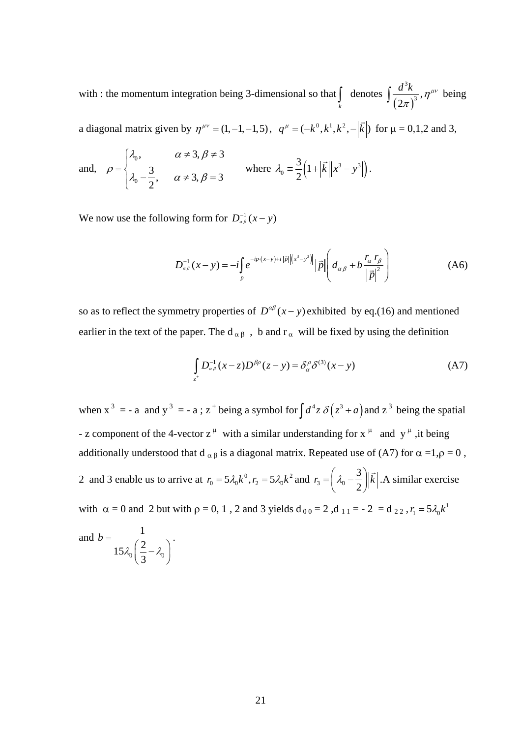with : the momentum integration being 3-dimensional so that $\int_k$ denotes $\int \frac{d^3k}{(2\pi)^3}$, $\eta^{\mu\nu}$ being a diagonal matrix given by $\eta^{\mu\nu} = (1,-1,-1,5)$, $q^\mu = (-k^0, k^1, k^2, -|\vec{k}|)$ for $\mu$ = 0,1,2 and 3,

and, $\rho = \begin{cases} \lambda_0, & \alpha \neq 3, \beta \neq 3 \\ \lambda_0 - \frac{3}{2}, & \alpha \neq 3, \beta = 3 \end{cases}$ where $\lambda_0 \equiv \frac{3}{2}\left(1 + |\vec{k}|\left|x^3 - y^3\right|\right)$.

We now use the following form for $D^{-1}_{\alpha\beta}(x-y)$

$$D^{-1}_{\alpha\beta}(x-y) = -i\int_p e^{-ip\cdot(x-y)+i|\vec{p}|\left|\left(x^3-y^3\right)\right|}\left|\vec{p}\right|\left(d_{\alpha\beta} + b\frac{r_\alpha r_\beta}{\left|\vec{p}\right|^2}\right) \tag{A6}$$

so as to reflect the symmetry properties of $D^{\alpha\beta}(x-y)$ exhibited by eq.(16) and mentioned earlier in the text of the paper. The $d_{\alpha\beta}$ , b and $r_\alpha$ will be fixed by using the definition

$$\int_{z^+} D^{-1}_{\alpha\beta}(x-z) D^{\beta\rho}(z-y) = \delta^\rho_\alpha \delta^{(3)}(x-y) \tag{A7}$$

when $x^3$ = - a and $y^3$ = - a ; $z^+$ being a symbol for $\int d^4z\, \delta\left(z^3 + a\right)$ and $z^3$ being the spatial - z component of the 4-vector $z^\mu$ with a similar understanding for $x^\mu$ and $y^\mu$ ,it being additionally understood that $d_{\alpha\beta}$ is a diagonal matrix. Repeated use of (A7) for $\alpha$ =1,$\rho$ = 0 , 2 and 3 enable us to arrive at $r_0 = 5\lambda_0 k^0, r_2 = 5\lambda_0 k^2$ and $r_3 = \left(\lambda_0 - \frac{3}{2}\right)|\vec{k}|$ .A similar exercise with $\alpha$ = 0 and 2 but with $\rho$ = 0, 1 , 2 and 3 yields $d_{00}$ = 2 ,$d_{11}$ = - 2 = $d_{22}$ , $r_1 = 5\lambda_0 k^1$ and $b = \dfrac{1}{15\lambda_0\left(\frac{2}{3} - \lambda_0\right)}$.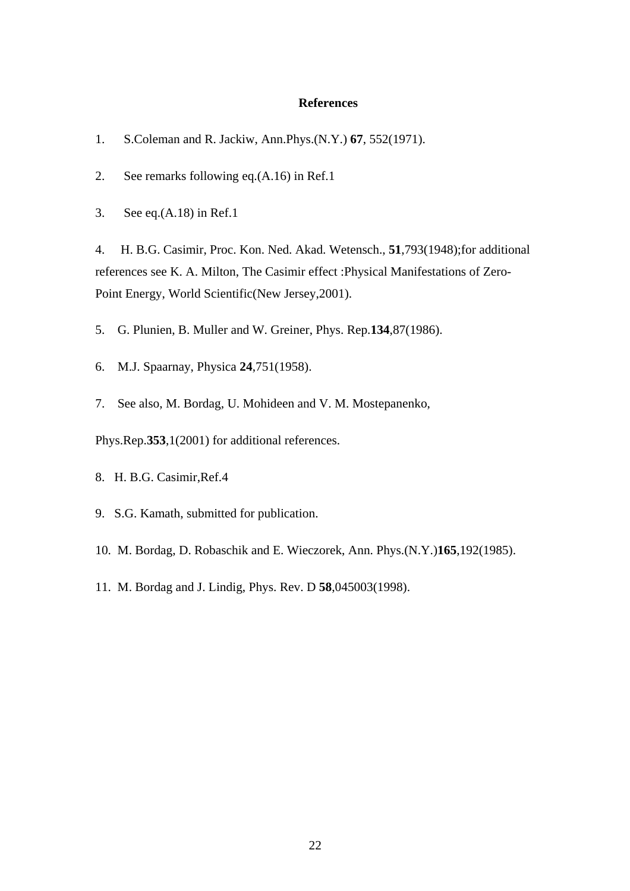## References

1. S.Coleman and R. Jackiw, Ann.Phys.(N.Y.) **67**, 552(1971).

2. See remarks following eq.(A.16) in Ref.1

3. See eq.(A.18) in Ref.1

4. H. B.G. Casimir, Proc. Kon. Ned. Akad. Wetensch., **51**,793(1948);for additional references see K. A. Milton, The Casimir effect :Physical Manifestations of Zero-Point Energy, World Scientific(New Jersey,2001).

5. G. Plunien, B. Muller and W. Greiner, Phys. Rep.**134**,87(1986).

6. M.J. Spaarnay, Physica **24**,751(1958).

7. See also, M. Bordag, U. Mohideen and V. M. Mostepanenko,

Phys.Rep.**353**,1(2001) for additional references.

8. H. B.G. Casimir,Ref.4

9. S.G. Kamath, submitted for publication.

10. M. Bordag, D. Robaschik and E. Wieczorek, Ann. Phys.(N.Y.)**165**,192(1985).

11. M. Bordag and J. Lindig, Phys. Rev. D **58**,045003(1998).